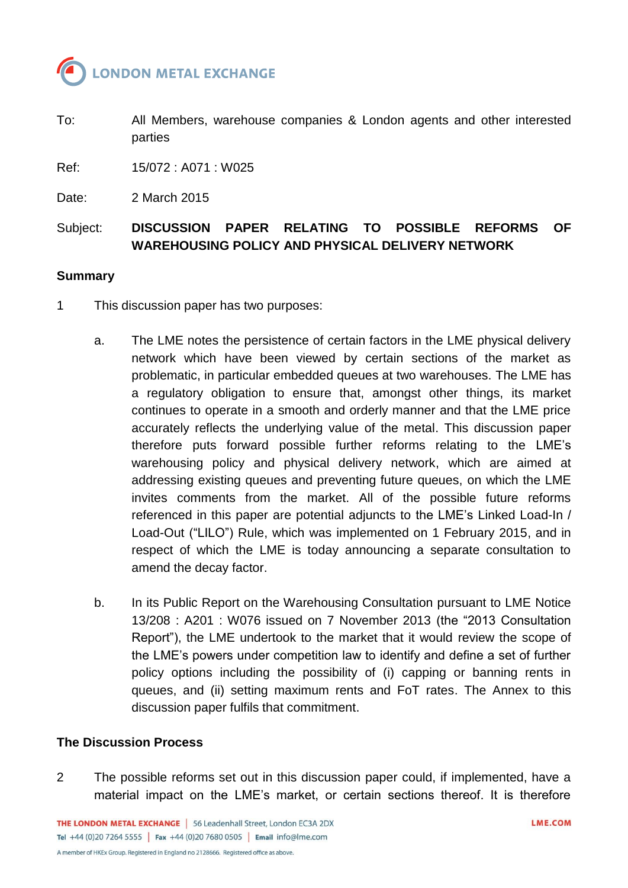LONDON METAL EXCHANGE

| | |
|---|---|
| To: | All Members, warehouse companies & London agents and other interested parties |
| Ref: | 15/072 : A071 : W025 |
| Date: | 2 March 2015 |
| Subject: | **DISCUSSION PAPER RELATING TO POSSIBLE REFORMS OF WAREHOUSING POLICY AND PHYSICAL DELIVERY NETWORK** |

## Summary

1 This discussion paper has two purposes:

a. The LME notes the persistence of certain factors in the LME physical delivery network which have been viewed by certain sections of the market as problematic, in particular embedded queues at two warehouses. The LME has a regulatory obligation to ensure that, amongst other things, its market continues to operate in a smooth and orderly manner and that the LME price accurately reflects the underlying value of the metal. This discussion paper therefore puts forward possible further reforms relating to the LME's warehousing policy and physical delivery network, which are aimed at addressing existing queues and preventing future queues, on which the LME invites comments from the market. All of the possible future reforms referenced in this paper are potential adjuncts to the LME's Linked Load-In / Load-Out ("LILO") Rule, which was implemented on 1 February 2015, and in respect of which the LME is today announcing a separate consultation to amend the decay factor.

b. In its Public Report on the Warehousing Consultation pursuant to LME Notice 13/208 : A201 : W076 issued on 7 November 2013 (the "2013 Consultation Report"), the LME undertook to the market that it would review the scope of the LME's powers under competition law to identify and define a set of further policy options including the possibility of (i) capping or banning rents in queues, and (ii) setting maximum rents and FoT rates. The Annex to this discussion paper fulfils that commitment.

## The Discussion Process

2 The possible reforms set out in this discussion paper could, if implemented, have a material impact on the LME's market, or certain sections thereof. It is therefore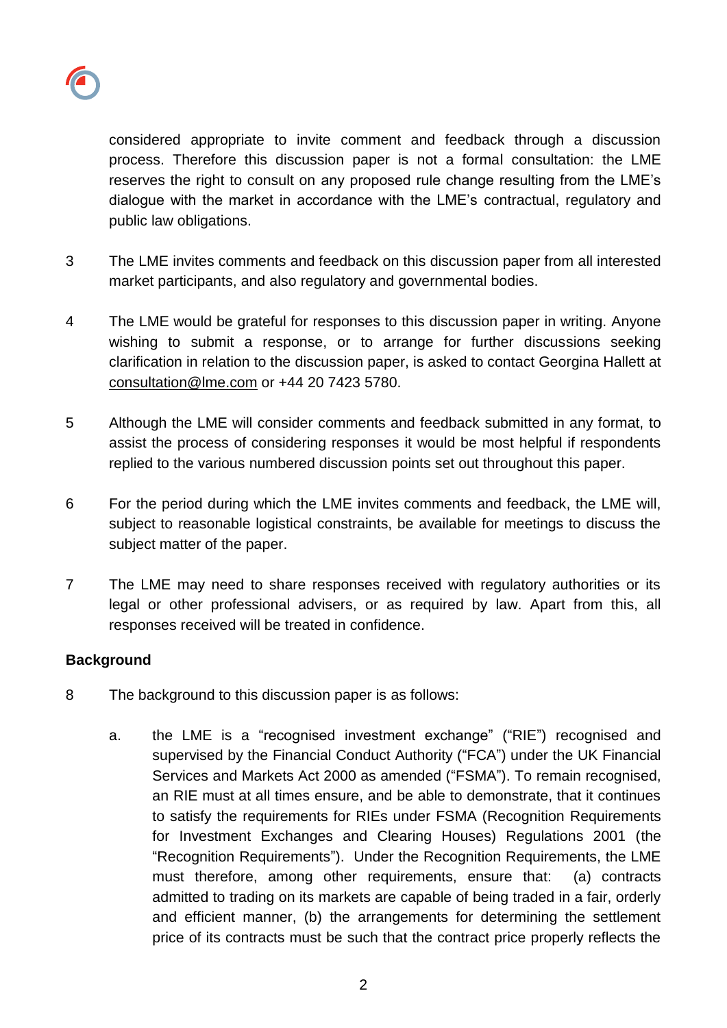considered appropriate to invite comment and feedback through a discussion process. Therefore this discussion paper is not a formal consultation: the LME reserves the right to consult on any proposed rule change resulting from the LME's dialogue with the market in accordance with the LME's contractual, regulatory and public law obligations.

3 The LME invites comments and feedback on this discussion paper from all interested market participants, and also regulatory and governmental bodies.

4 The LME would be grateful for responses to this discussion paper in writing. Anyone wishing to submit a response, or to arrange for further discussions seeking clarification in relation to the discussion paper, is asked to contact Georgina Hallett at consultation@lme.com or +44 20 7423 5780.

5 Although the LME will consider comments and feedback submitted in any format, to assist the process of considering responses it would be most helpful if respondents replied to the various numbered discussion points set out throughout this paper.

6 For the period during which the LME invites comments and feedback, the LME will, subject to reasonable logistical constraints, be available for meetings to discuss the subject matter of the paper.

7 The LME may need to share responses received with regulatory authorities or its legal or other professional advisers, or as required by law. Apart from this, all responses received will be treated in confidence.

**Background**

8 The background to this discussion paper is as follows:

a. the LME is a "recognised investment exchange" ("RIE") recognised and supervised by the Financial Conduct Authority ("FCA") under the UK Financial Services and Markets Act 2000 as amended ("FSMA"). To remain recognised, an RIE must at all times ensure, and be able to demonstrate, that it continues to satisfy the requirements for RIEs under FSMA (Recognition Requirements for Investment Exchanges and Clearing Houses) Regulations 2001 (the "Recognition Requirements"). Under the Recognition Requirements, the LME must therefore, among other requirements, ensure that: (a) contracts admitted to trading on its markets are capable of being traded in a fair, orderly and efficient manner, (b) the arrangements for determining the settlement price of its contracts must be such that the contract price properly reflects the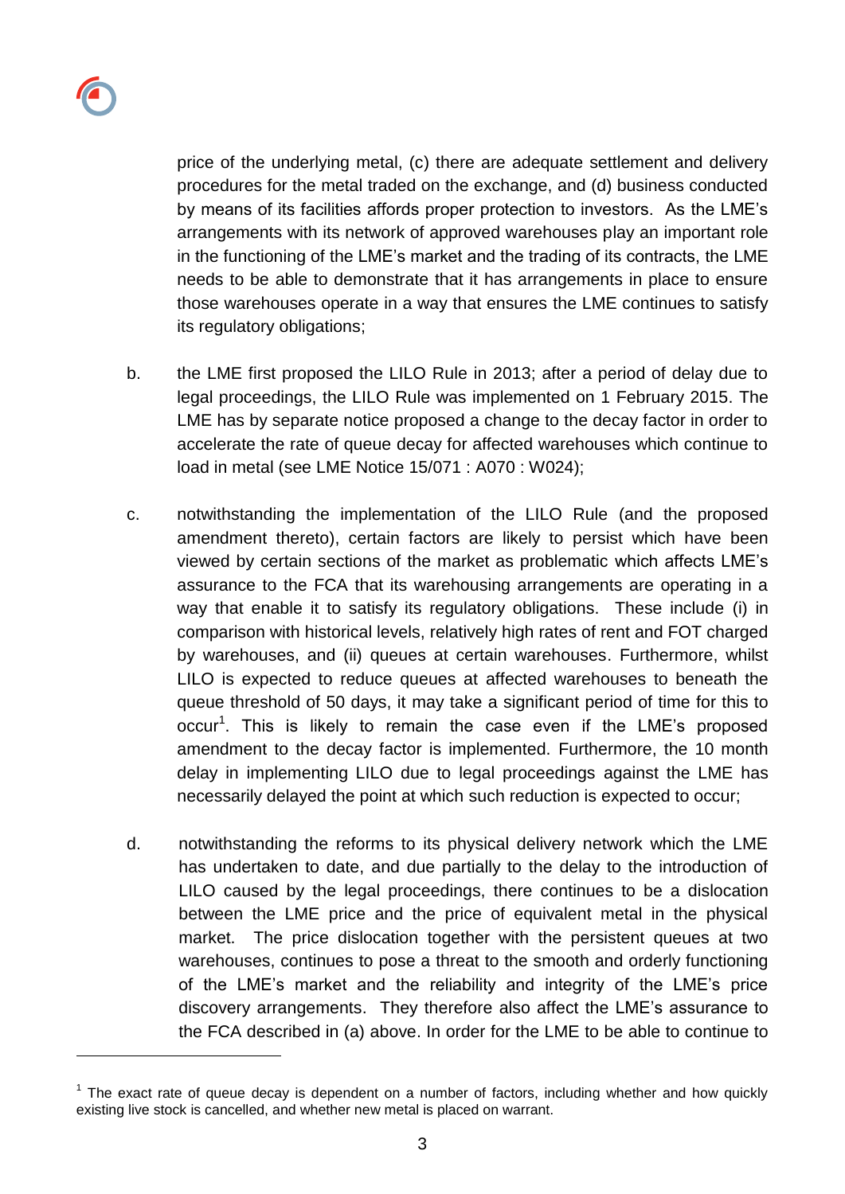price of the underlying metal, (c) there are adequate settlement and delivery procedures for the metal traded on the exchange, and (d) business conducted by means of its facilities affords proper protection to investors. As the LME's arrangements with its network of approved warehouses play an important role in the functioning of the LME's market and the trading of its contracts, the LME needs to be able to demonstrate that it has arrangements in place to ensure those warehouses operate in a way that ensures the LME continues to satisfy its regulatory obligations;

b. the LME first proposed the LILO Rule in 2013; after a period of delay due to legal proceedings, the LILO Rule was implemented on 1 February 2015. The LME has by separate notice proposed a change to the decay factor in order to accelerate the rate of queue decay for affected warehouses which continue to load in metal (see LME Notice 15/071 : A070 : W024);

c. notwithstanding the implementation of the LILO Rule (and the proposed amendment thereto), certain factors are likely to persist which have been viewed by certain sections of the market as problematic which affects LME's assurance to the FCA that its warehousing arrangements are operating in a way that enable it to satisfy its regulatory obligations. These include (i) in comparison with historical levels, relatively high rates of rent and FOT charged by warehouses, and (ii) queues at certain warehouses. Furthermore, whilst LILO is expected to reduce queues at affected warehouses to beneath the queue threshold of 50 days, it may take a significant period of time for this to occur[1]. This is likely to remain the case even if the LME's proposed amendment to the decay factor is implemented. Furthermore, the 10 month delay in implementing LILO due to legal proceedings against the LME has necessarily delayed the point at which such reduction is expected to occur;

d. notwithstanding the reforms to its physical delivery network which the LME has undertaken to date, and due partially to the delay to the introduction of LILO caused by the legal proceedings, there continues to be a dislocation between the LME price and the price of equivalent metal in the physical market. The price dislocation together with the persistent queues at two warehouses, continues to pose a threat to the smooth and orderly functioning of the LME's market and the reliability and integrity of the LME's price discovery arrangements. They therefore also affect the LME's assurance to the FCA described in (a) above. In order for the LME to be able to continue to

---

[1] The exact rate of queue decay is dependent on a number of factors, including whether and how quickly existing live stock is cancelled, and whether new metal is placed on warrant.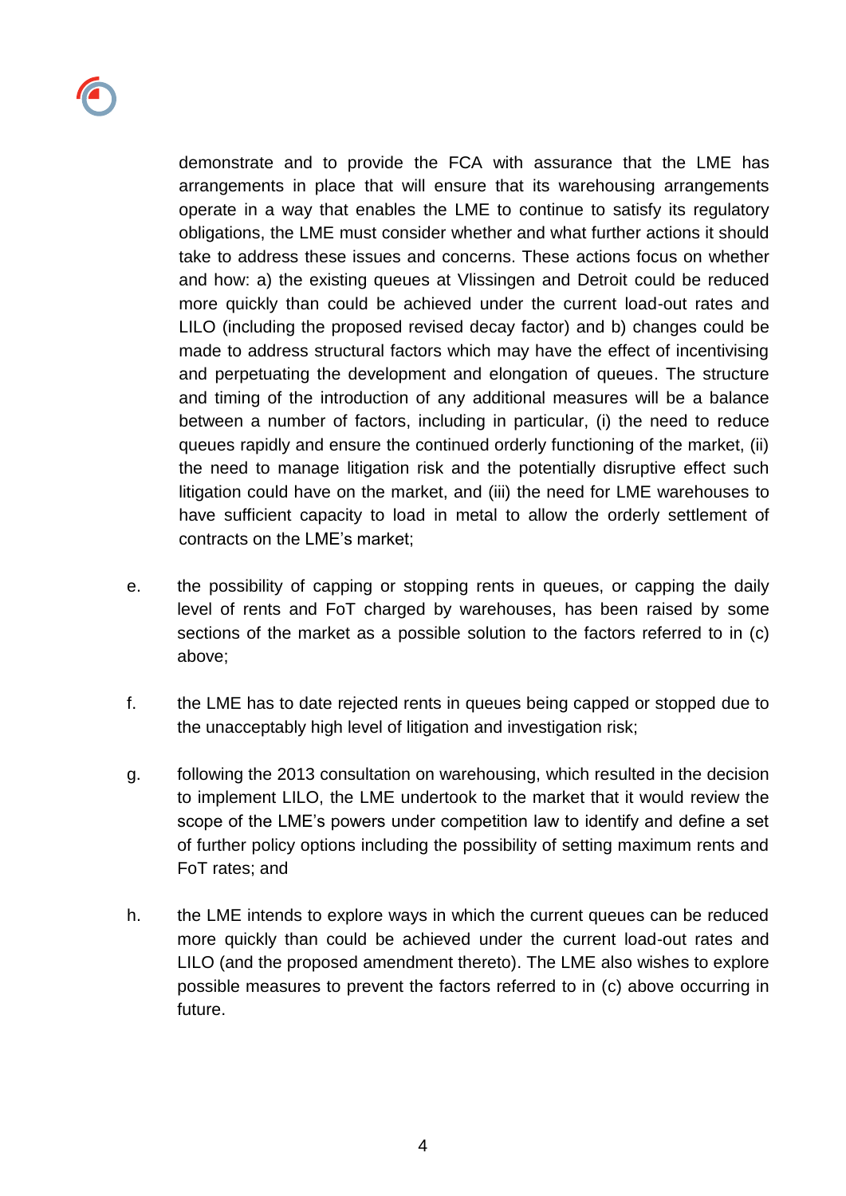demonstrate and to provide the FCA with assurance that the LME has arrangements in place that will ensure that its warehousing arrangements operate in a way that enables the LME to continue to satisfy its regulatory obligations, the LME must consider whether and what further actions it should take to address these issues and concerns. These actions focus on whether and how: a) the existing queues at Vlissingen and Detroit could be reduced more quickly than could be achieved under the current load-out rates and LILO (including the proposed revised decay factor) and b) changes could be made to address structural factors which may have the effect of incentivising and perpetuating the development and elongation of queues. The structure and timing of the introduction of any additional measures will be a balance between a number of factors, including in particular, (i) the need to reduce queues rapidly and ensure the continued orderly functioning of the market, (ii) the need to manage litigation risk and the potentially disruptive effect such litigation could have on the market, and (iii) the need for LME warehouses to have sufficient capacity to load in metal to allow the orderly settlement of contracts on the LME's market;

e. the possibility of capping or stopping rents in queues, or capping the daily level of rents and FoT charged by warehouses, has been raised by some sections of the market as a possible solution to the factors referred to in (c) above;

f. the LME has to date rejected rents in queues being capped or stopped due to the unacceptably high level of litigation and investigation risk;

g. following the 2013 consultation on warehousing, which resulted in the decision to implement LILO, the LME undertook to the market that it would review the scope of the LME's powers under competition law to identify and define a set of further policy options including the possibility of setting maximum rents and FoT rates; and

h. the LME intends to explore ways in which the current queues can be reduced more quickly than could be achieved under the current load-out rates and LILO (and the proposed amendment thereto). The LME also wishes to explore possible measures to prevent the factors referred to in (c) above occurring in future.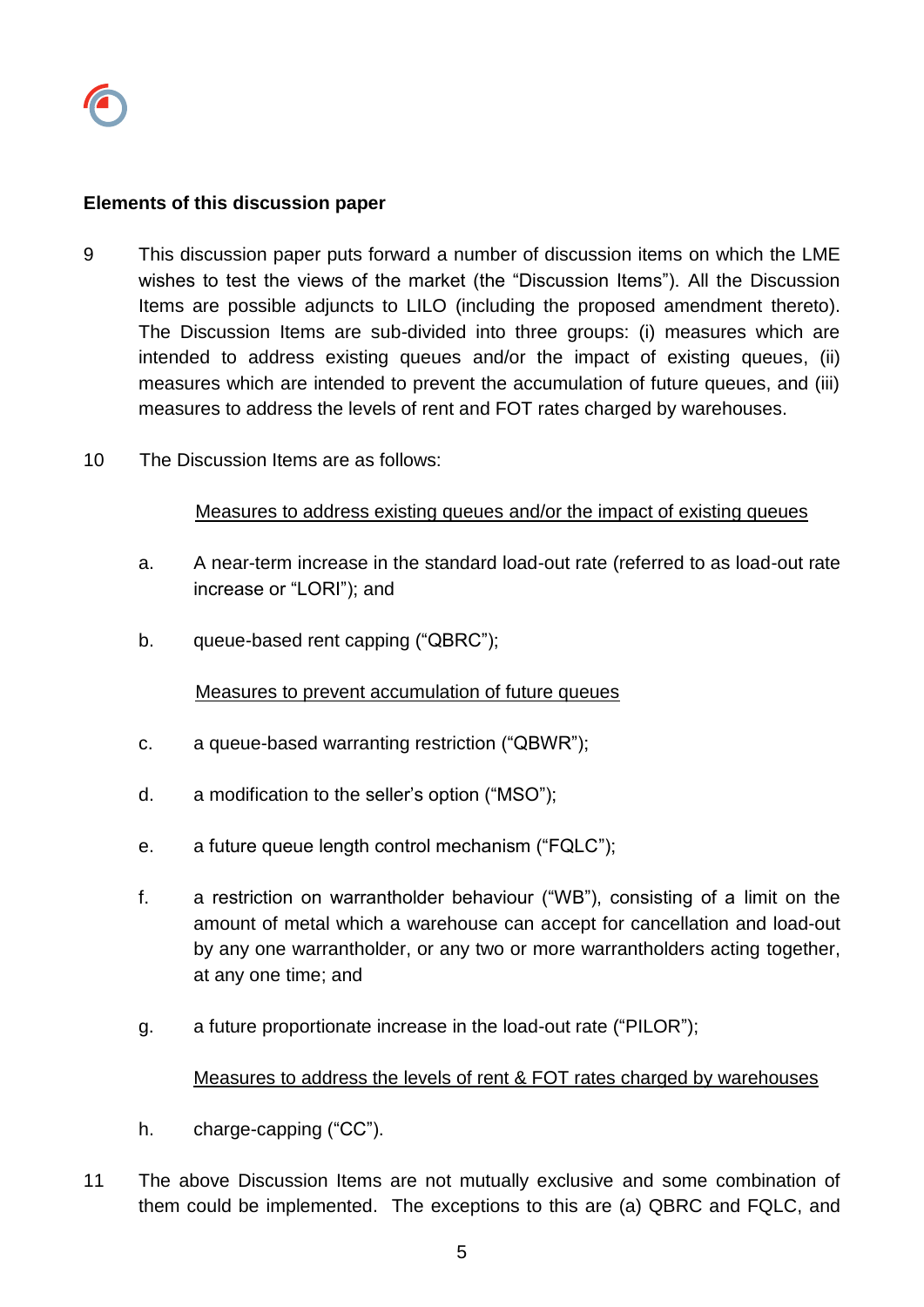**Elements of this discussion paper**

9 This discussion paper puts forward a number of discussion items on which the LME wishes to test the views of the market (the "Discussion Items"). All the Discussion Items are possible adjuncts to LILO (including the proposed amendment thereto). The Discussion Items are sub-divided into three groups: (i) measures which are intended to address existing queues and/or the impact of existing queues, (ii) measures which are intended to prevent the accumulation of future queues, and (iii) measures to address the levels of rent and FOT rates charged by warehouses.

10 The Discussion Items are as follows:

<u>Measures to address existing queues and/or the impact of existing queues</u>

a. A near-term increase in the standard load-out rate (referred to as load-out rate increase or "LORI"); and

b. queue-based rent capping ("QBRC");

<u>Measures to prevent accumulation of future queues</u>

c. a queue-based warranting restriction ("QBWR");

d. a modification to the seller's option ("MSO");

e. a future queue length control mechanism ("FQLC");

f. a restriction on warrantholder behaviour ("WB"), consisting of a limit on the amount of metal which a warehouse can accept for cancellation and load-out by any one warrantholder, or any two or more warrantholders acting together, at any one time; and

g. a future proportionate increase in the load-out rate ("PILOR");

<u>Measures to address the levels of rent & FOT rates charged by warehouses</u>

h. charge-capping ("CC").

11 The above Discussion Items are not mutually exclusive and some combination of them could be implemented. The exceptions to this are (a) QBRC and FQLC, and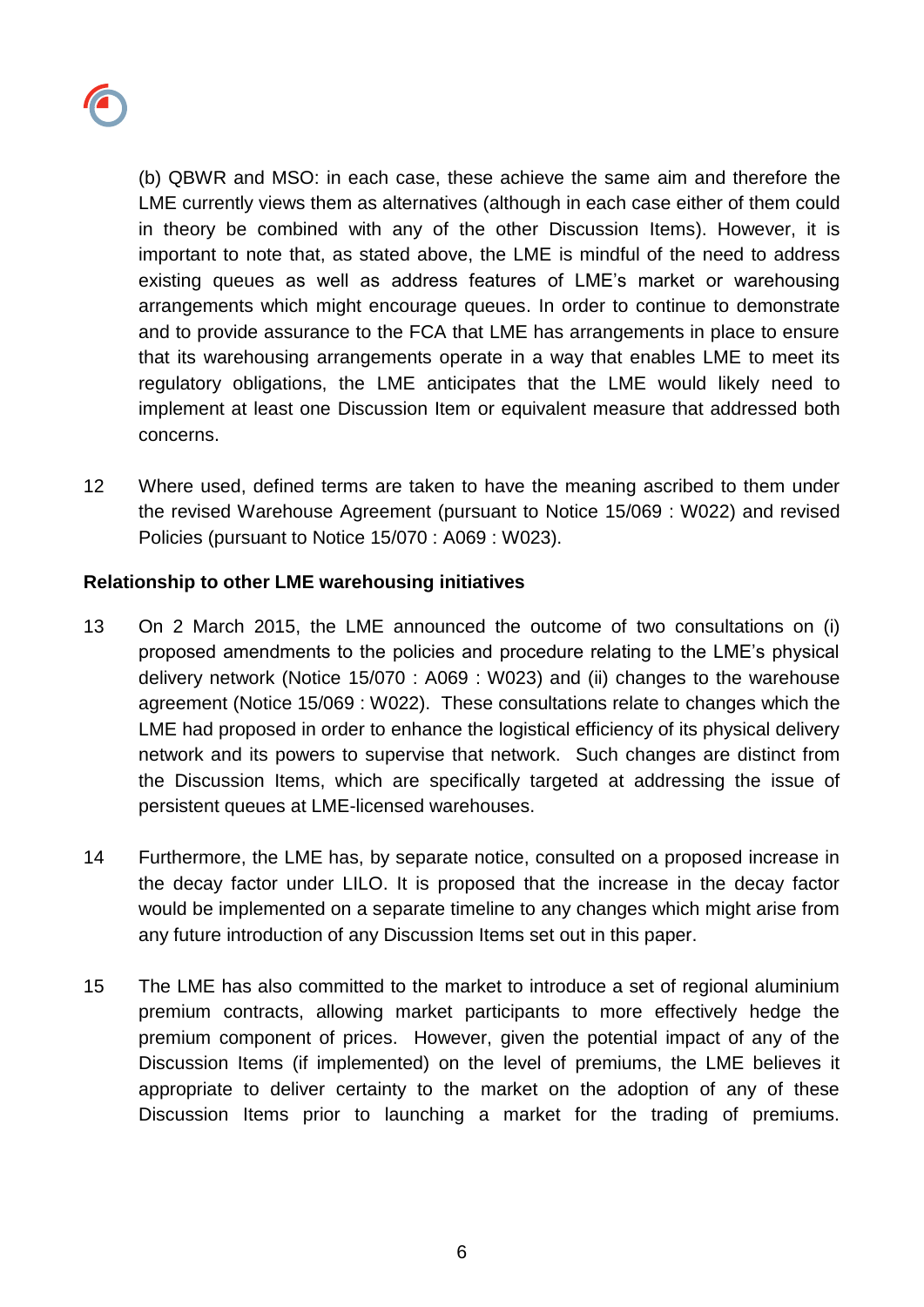(b) QBWR and MSO: in each case, these achieve the same aim and therefore the LME currently views them as alternatives (although in each case either of them could in theory be combined with any of the other Discussion Items). However, it is important to note that, as stated above, the LME is mindful of the need to address existing queues as well as address features of LME's market or warehousing arrangements which might encourage queues. In order to continue to demonstrate and to provide assurance to the FCA that LME has arrangements in place to ensure that its warehousing arrangements operate in a way that enables LME to meet its regulatory obligations, the LME anticipates that the LME would likely need to implement at least one Discussion Item or equivalent measure that addressed both concerns.

12 Where used, defined terms are taken to have the meaning ascribed to them under the revised Warehouse Agreement (pursuant to Notice 15/069 : W022) and revised Policies (pursuant to Notice 15/070 : A069 : W023).

**Relationship to other LME warehousing initiatives**

13 On 2 March 2015, the LME announced the outcome of two consultations on (i) proposed amendments to the policies and procedure relating to the LME's physical delivery network (Notice 15/070 : A069 : W023) and (ii) changes to the warehouse agreement (Notice 15/069 : W022). These consultations relate to changes which the LME had proposed in order to enhance the logistical efficiency of its physical delivery network and its powers to supervise that network. Such changes are distinct from the Discussion Items, which are specifically targeted at addressing the issue of persistent queues at LME-licensed warehouses.

14 Furthermore, the LME has, by separate notice, consulted on a proposed increase in the decay factor under LILO. It is proposed that the increase in the decay factor would be implemented on a separate timeline to any changes which might arise from any future introduction of any Discussion Items set out in this paper.

15 The LME has also committed to the market to introduce a set of regional aluminium premium contracts, allowing market participants to more effectively hedge the premium component of prices. However, given the potential impact of any of the Discussion Items (if implemented) on the level of premiums, the LME believes it appropriate to deliver certainty to the market on the adoption of any of these Discussion Items prior to launching a market for the trading of premiums.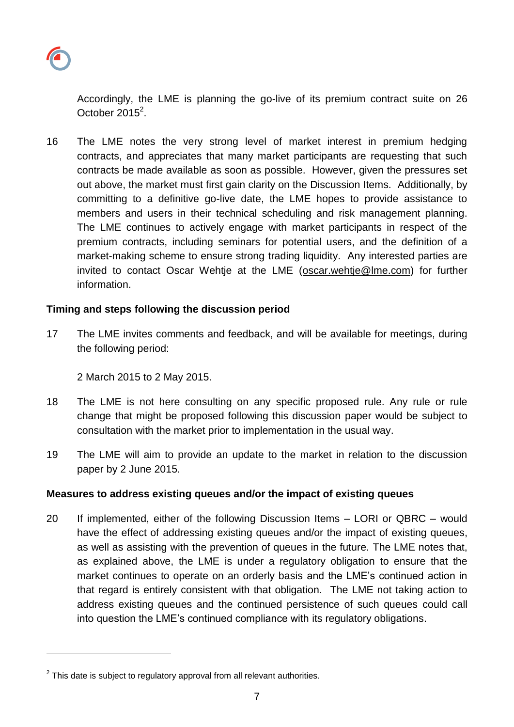Accordingly, the LME is planning the go-live of its premium contract suite on 26 October 2015[2].

16 The LME notes the very strong level of market interest in premium hedging contracts, and appreciates that many market participants are requesting that such contracts be made available as soon as possible. However, given the pressures set out above, the market must first gain clarity on the Discussion Items. Additionally, by committing to a definitive go-live date, the LME hopes to provide assistance to members and users in their technical scheduling and risk management planning. The LME continues to actively engage with market participants in respect of the premium contracts, including seminars for potential users, and the definition of a market-making scheme to ensure strong trading liquidity. Any interested parties are invited to contact Oscar Wehtje at the LME (oscar.wehtje@lme.com) for further information.

**Timing and steps following the discussion period**

17 The LME invites comments and feedback, and will be available for meetings, during the following period:

2 March 2015 to 2 May 2015.

18 The LME is not here consulting on any specific proposed rule. Any rule or rule change that might be proposed following this discussion paper would be subject to consultation with the market prior to implementation in the usual way.

19 The LME will aim to provide an update to the market in relation to the discussion paper by 2 June 2015.

**Measures to address existing queues and/or the impact of existing queues**

20 If implemented, either of the following Discussion Items – LORI or QBRC – would have the effect of addressing existing queues and/or the impact of existing queues, as well as assisting with the prevention of queues in the future. The LME notes that, as explained above, the LME is under a regulatory obligation to ensure that the market continues to operate on an orderly basis and the LME's continued action in that regard is entirely consistent with that obligation. The LME not taking action to address existing queues and the continued persistence of such queues could call into question the LME's continued compliance with its regulatory obligations.

[2] This date is subject to regulatory approval from all relevant authorities.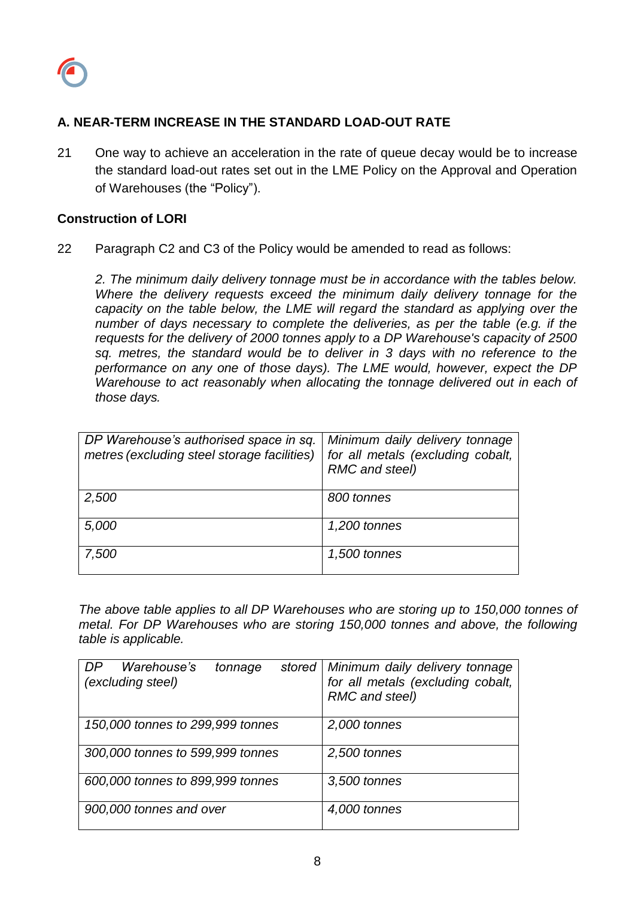### A. NEAR-TERM INCREASE IN THE STANDARD LOAD-OUT RATE

21 One way to achieve an acceleration in the rate of queue decay would be to increase the standard load-out rates set out in the LME Policy on the Approval and Operation of Warehouses (the "Policy").

**Construction of LORI**

22 Paragraph C2 and C3 of the Policy would be amended to read as follows:

*2. The minimum daily delivery tonnage must be in accordance with the tables below. Where the delivery requests exceed the minimum daily delivery tonnage for the capacity on the table below, the LME will regard the standard as applying over the number of days necessary to complete the deliveries, as per the table (e.g. if the requests for the delivery of 2000 tonnes apply to a DP Warehouse's capacity of 2500 sq. metres, the standard would be to deliver in 3 days with no reference to the performance on any one of those days). The LME would, however, expect the DP Warehouse to act reasonably when allocating the tonnage delivered out in each of those days.*

| *DP Warehouse's authorised space in sq. metres (excluding steel storage facilities)* | *Minimum daily delivery tonnage for all metals (excluding cobalt, RMC and steel)* |
|---|---|
| *2,500* | *800 tonnes* |
| *5,000* | *1,200 tonnes* |
| *7,500* | *1,500 tonnes* |

*The above table applies to all DP Warehouses who are storing up to 150,000 tonnes of metal. For DP Warehouses who are storing 150,000 tonnes and above, the following table is applicable.*

| *DP Warehouse's tonnage stored (excluding steel)* | *Minimum daily delivery tonnage for all metals (excluding cobalt, RMC and steel)* |
|---|---|
| *150,000 tonnes to 299,999 tonnes* | *2,000 tonnes* |
| *300,000 tonnes to 599,999 tonnes* | *2,500 tonnes* |
| *600,000 tonnes to 899,999 tonnes* | *3,500 tonnes* |
| *900,000 tonnes and over* | *4,000 tonnes* |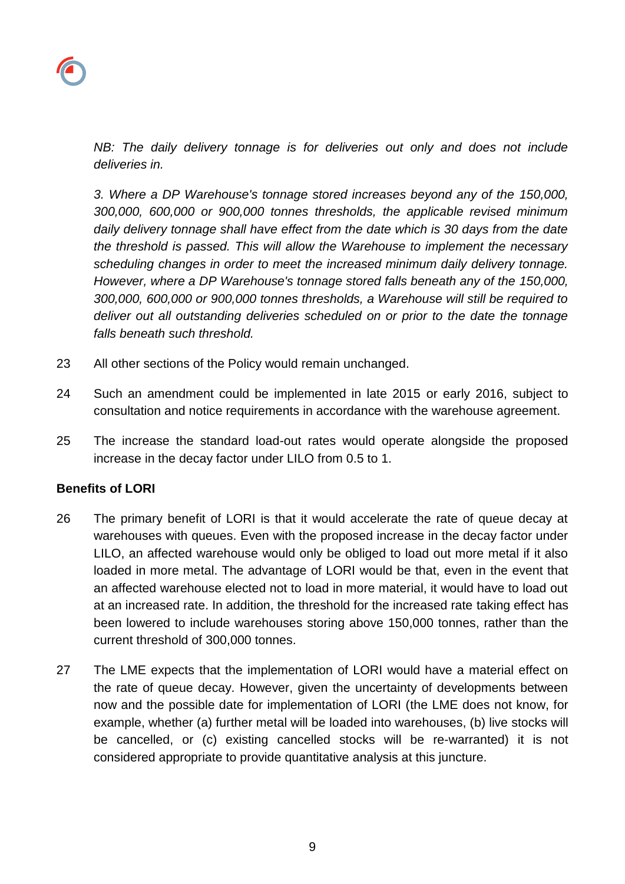*NB: The daily delivery tonnage is for deliveries out only and does not include deliveries in.*

*3. Where a DP Warehouse's tonnage stored increases beyond any of the 150,000, 300,000, 600,000 or 900,000 tonnes thresholds, the applicable revised minimum daily delivery tonnage shall have effect from the date which is 30 days from the date the threshold is passed. This will allow the Warehouse to implement the necessary scheduling changes in order to meet the increased minimum daily delivery tonnage. However, where a DP Warehouse's tonnage stored falls beneath any of the 150,000, 300,000, 600,000 or 900,000 tonnes thresholds, a Warehouse will still be required to deliver out all outstanding deliveries scheduled on or prior to the date the tonnage falls beneath such threshold.*

23 All other sections of the Policy would remain unchanged.

24 Such an amendment could be implemented in late 2015 or early 2016, subject to consultation and notice requirements in accordance with the warehouse agreement.

25 The increase the standard load-out rates would operate alongside the proposed increase in the decay factor under LILO from 0.5 to 1.

**Benefits of LORI**

26 The primary benefit of LORI is that it would accelerate the rate of queue decay at warehouses with queues. Even with the proposed increase in the decay factor under LILO, an affected warehouse would only be obliged to load out more metal if it also loaded in more metal. The advantage of LORI would be that, even in the event that an affected warehouse elected not to load in more material, it would have to load out at an increased rate. In addition, the threshold for the increased rate taking effect has been lowered to include warehouses storing above 150,000 tonnes, rather than the current threshold of 300,000 tonnes.

27 The LME expects that the implementation of LORI would have a material effect on the rate of queue decay. However, given the uncertainty of developments between now and the possible date for implementation of LORI (the LME does not know, for example, whether (a) further metal will be loaded into warehouses, (b) live stocks will be cancelled, or (c) existing cancelled stocks will be re-warranted) it is not considered appropriate to provide quantitative analysis at this juncture.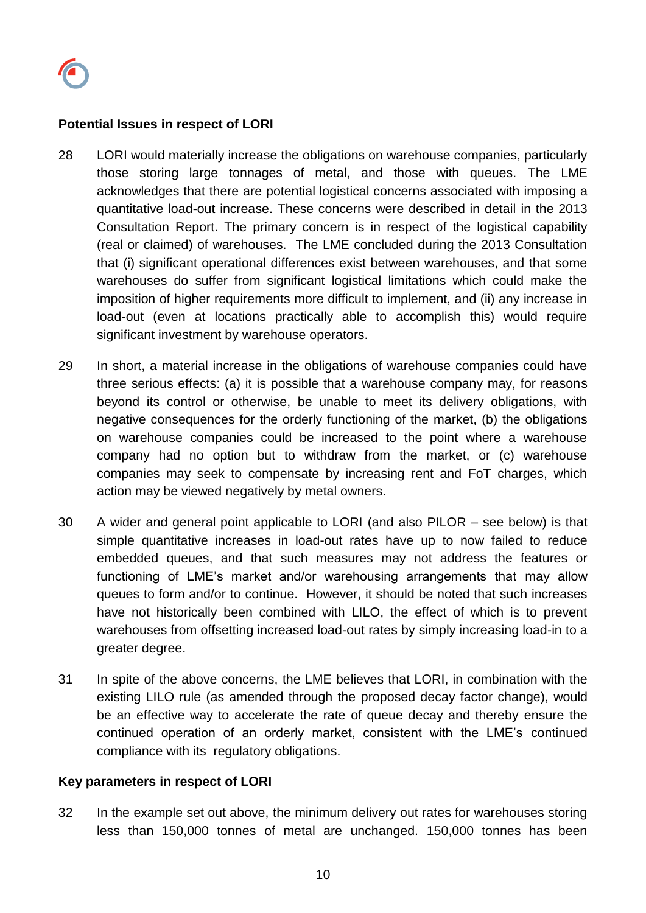**Potential Issues in respect of LORI**

28 LORI would materially increase the obligations on warehouse companies, particularly those storing large tonnages of metal, and those with queues. The LME acknowledges that there are potential logistical concerns associated with imposing a quantitative load-out increase. These concerns were described in detail in the 2013 Consultation Report. The primary concern is in respect of the logistical capability (real or claimed) of warehouses. The LME concluded during the 2013 Consultation that (i) significant operational differences exist between warehouses, and that some warehouses do suffer from significant logistical limitations which could make the imposition of higher requirements more difficult to implement, and (ii) any increase in load-out (even at locations practically able to accomplish this) would require significant investment by warehouse operators.

29 In short, a material increase in the obligations of warehouse companies could have three serious effects: (a) it is possible that a warehouse company may, for reasons beyond its control or otherwise, be unable to meet its delivery obligations, with negative consequences for the orderly functioning of the market, (b) the obligations on warehouse companies could be increased to the point where a warehouse company had no option but to withdraw from the market, or (c) warehouse companies may seek to compensate by increasing rent and FoT charges, which action may be viewed negatively by metal owners.

30 A wider and general point applicable to LORI (and also PILOR – see below) is that simple quantitative increases in load-out rates have up to now failed to reduce embedded queues, and that such measures may not address the features or functioning of LME's market and/or warehousing arrangements that may allow queues to form and/or to continue. However, it should be noted that such increases have not historically been combined with LILO, the effect of which is to prevent warehouses from offsetting increased load-out rates by simply increasing load-in to a greater degree.

31 In spite of the above concerns, the LME believes that LORI, in combination with the existing LILO rule (as amended through the proposed decay factor change), would be an effective way to accelerate the rate of queue decay and thereby ensure the continued operation of an orderly market, consistent with the LME's continued compliance with its regulatory obligations.

**Key parameters in respect of LORI**

32 In the example set out above, the minimum delivery out rates for warehouses storing less than 150,000 tonnes of metal are unchanged. 150,000 tonnes has been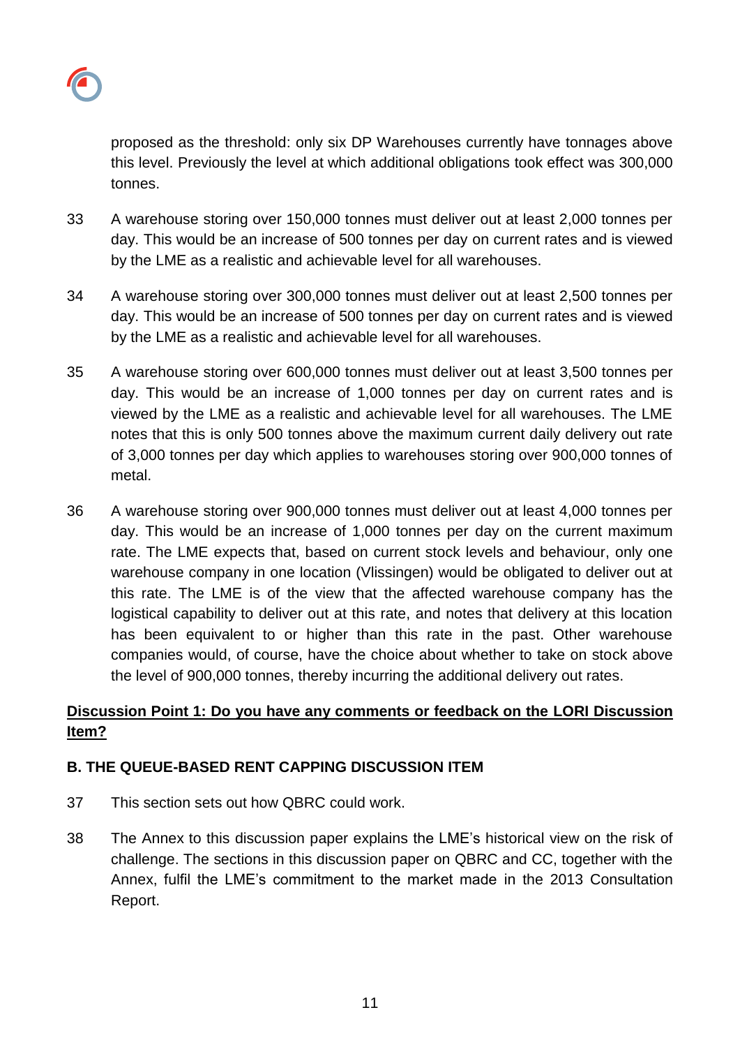proposed as the threshold: only six DP Warehouses currently have tonnages above this level. Previously the level at which additional obligations took effect was 300,000 tonnes.

33 A warehouse storing over 150,000 tonnes must deliver out at least 2,000 tonnes per day. This would be an increase of 500 tonnes per day on current rates and is viewed by the LME as a realistic and achievable level for all warehouses.

34 A warehouse storing over 300,000 tonnes must deliver out at least 2,500 tonnes per day. This would be an increase of 500 tonnes per day on current rates and is viewed by the LME as a realistic and achievable level for all warehouses.

35 A warehouse storing over 600,000 tonnes must deliver out at least 3,500 tonnes per day. This would be an increase of 1,000 tonnes per day on current rates and is viewed by the LME as a realistic and achievable level for all warehouses. The LME notes that this is only 500 tonnes above the maximum current daily delivery out rate of 3,000 tonnes per day which applies to warehouses storing over 900,000 tonnes of metal.

36 A warehouse storing over 900,000 tonnes must deliver out at least 4,000 tonnes per day. This would be an increase of 1,000 tonnes per day on the current maximum rate. The LME expects that, based on current stock levels and behaviour, only one warehouse company in one location (Vlissingen) would be obligated to deliver out at this rate. The LME is of the view that the affected warehouse company has the logistical capability to deliver out at this rate, and notes that delivery at this location has been equivalent to or higher than this rate in the past. Other warehouse companies would, of course, have the choice about whether to take on stock above the level of 900,000 tonnes, thereby incurring the additional delivery out rates.

**Discussion Point 1: Do you have any comments or feedback on the LORI Discussion Item?**

## B. THE QUEUE-BASED RENT CAPPING DISCUSSION ITEM

37 This section sets out how QBRC could work.

38 The Annex to this discussion paper explains the LME's historical view on the risk of challenge. The sections in this discussion paper on QBRC and CC, together with the Annex, fulfil the LME's commitment to the market made in the 2013 Consultation Report.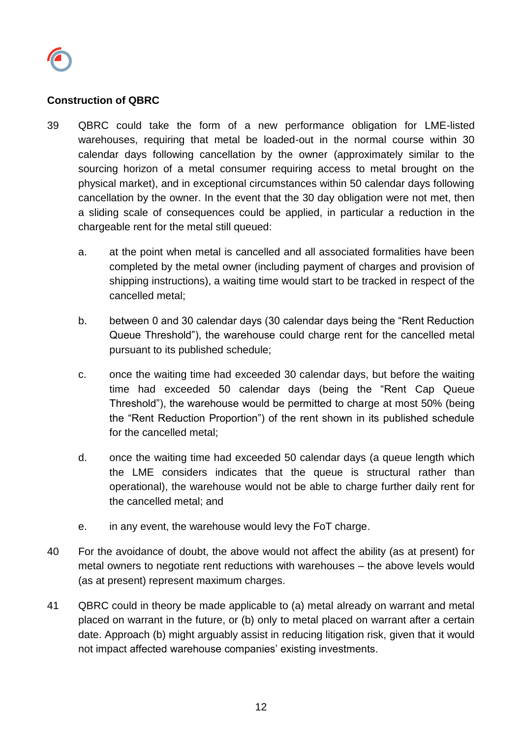**Construction of QBRC**

39 QBRC could take the form of a new performance obligation for LME-listed warehouses, requiring that metal be loaded-out in the normal course within 30 calendar days following cancellation by the owner (approximately similar to the sourcing horizon of a metal consumer requiring access to metal brought on the physical market), and in exceptional circumstances within 50 calendar days following cancellation by the owner. In the event that the 30 day obligation were not met, then a sliding scale of consequences could be applied, in particular a reduction in the chargeable rent for the metal still queued:

   a. at the point when metal is cancelled and all associated formalities have been completed by the metal owner (including payment of charges and provision of shipping instructions), a waiting time would start to be tracked in respect of the cancelled metal;

   b. between 0 and 30 calendar days (30 calendar days being the "Rent Reduction Queue Threshold"), the warehouse could charge rent for the cancelled metal pursuant to its published schedule;

   c. once the waiting time had exceeded 30 calendar days, but before the waiting time had exceeded 50 calendar days (being the "Rent Cap Queue Threshold"), the warehouse would be permitted to charge at most 50% (being the "Rent Reduction Proportion") of the rent shown in its published schedule for the cancelled metal;

   d. once the waiting time had exceeded 50 calendar days (a queue length which the LME considers indicates that the queue is structural rather than operational), the warehouse would not be able to charge further daily rent for the cancelled metal; and

   e. in any event, the warehouse would levy the FoT charge.

40 For the avoidance of doubt, the above would not affect the ability (as at present) for metal owners to negotiate rent reductions with warehouses – the above levels would (as at present) represent maximum charges.

41 QBRC could in theory be made applicable to (a) metal already on warrant and metal placed on warrant in the future, or (b) only to metal placed on warrant after a certain date. Approach (b) might arguably assist in reducing litigation risk, given that it would not impact affected warehouse companies' existing investments.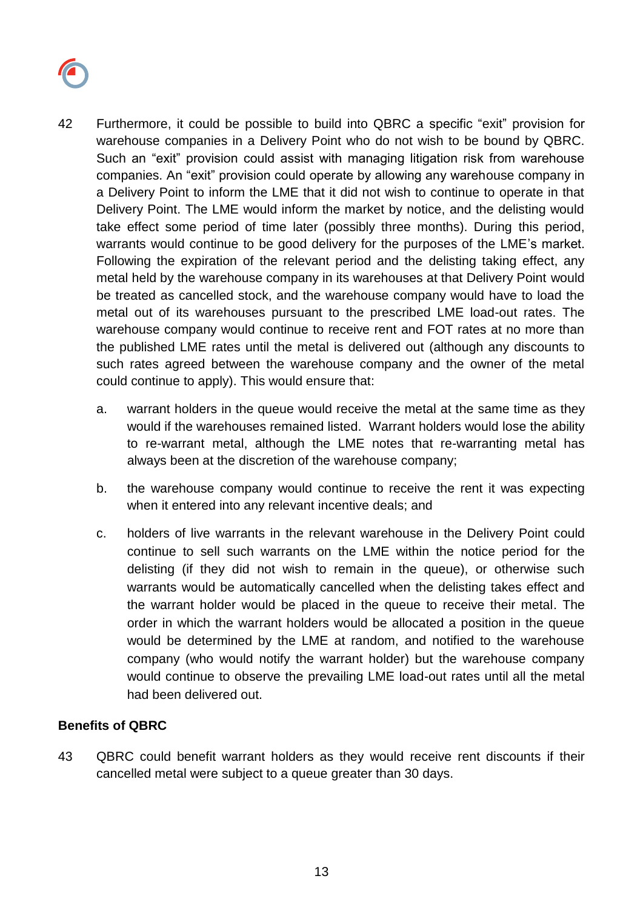42 Furthermore, it could be possible to build into QBRC a specific "exit" provision for warehouse companies in a Delivery Point who do not wish to be bound by QBRC. Such an "exit" provision could assist with managing litigation risk from warehouse companies. An "exit" provision could operate by allowing any warehouse company in a Delivery Point to inform the LME that it did not wish to continue to operate in that Delivery Point. The LME would inform the market by notice, and the delisting would take effect some period of time later (possibly three months). During this period, warrants would continue to be good delivery for the purposes of the LME's market. Following the expiration of the relevant period and the delisting taking effect, any metal held by the warehouse company in its warehouses at that Delivery Point would be treated as cancelled stock, and the warehouse company would have to load the metal out of its warehouses pursuant to the prescribed LME load-out rates. The warehouse company would continue to receive rent and FOT rates at no more than the published LME rates until the metal is delivered out (although any discounts to such rates agreed between the warehouse company and the owner of the metal could continue to apply). This would ensure that:

a. warrant holders in the queue would receive the metal at the same time as they would if the warehouses remained listed. Warrant holders would lose the ability to re-warrant metal, although the LME notes that re-warranting metal has always been at the discretion of the warehouse company;

b. the warehouse company would continue to receive the rent it was expecting when it entered into any relevant incentive deals; and

c. holders of live warrants in the relevant warehouse in the Delivery Point could continue to sell such warrants on the LME within the notice period for the delisting (if they did not wish to remain in the queue), or otherwise such warrants would be automatically cancelled when the delisting takes effect and the warrant holder would be placed in the queue to receive their metal. The order in which the warrant holders would be allocated a position in the queue would be determined by the LME at random, and notified to the warehouse company (who would notify the warrant holder) but the warehouse company would continue to observe the prevailing LME load-out rates until all the metal had been delivered out.

**Benefits of QBRC**

43 QBRC could benefit warrant holders as they would receive rent discounts if their cancelled metal were subject to a queue greater than 30 days.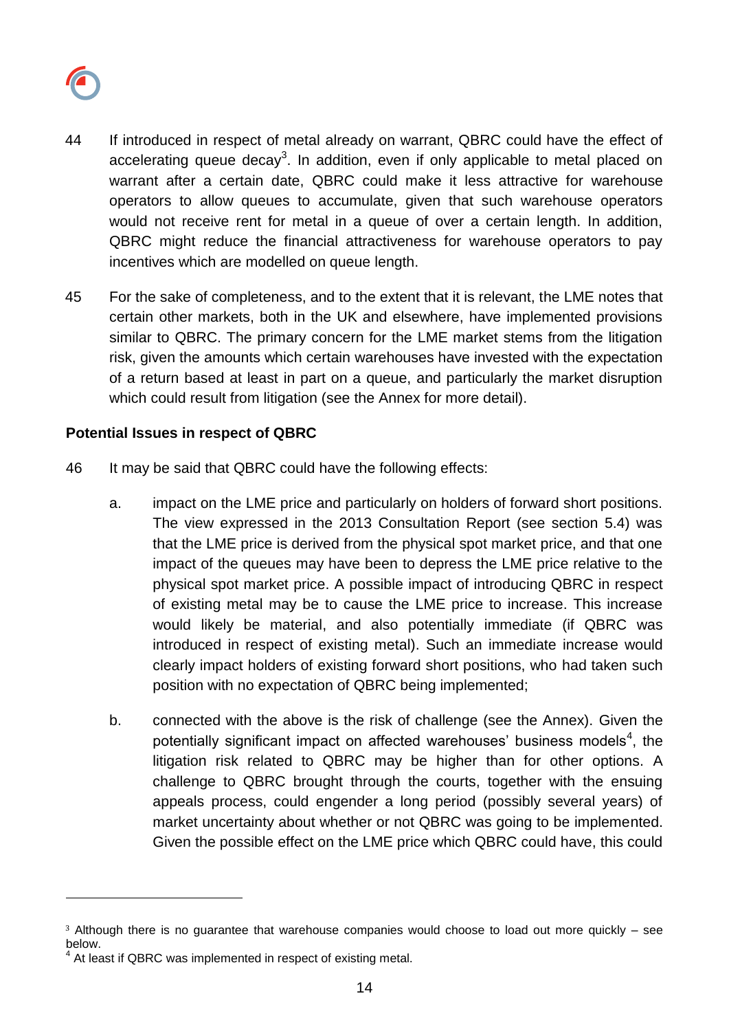44 If introduced in respect of metal already on warrant, QBRC could have the effect of accelerating queue decay[3]. In addition, even if only applicable to metal placed on warrant after a certain date, QBRC could make it less attractive for warehouse operators to allow queues to accumulate, given that such warehouse operators would not receive rent for metal in a queue of over a certain length. In addition, QBRC might reduce the financial attractiveness for warehouse operators to pay incentives which are modelled on queue length.

45 For the sake of completeness, and to the extent that it is relevant, the LME notes that certain other markets, both in the UK and elsewhere, have implemented provisions similar to QBRC. The primary concern for the LME market stems from the litigation risk, given the amounts which certain warehouses have invested with the expectation of a return based at least in part on a queue, and particularly the market disruption which could result from litigation (see the Annex for more detail).

**Potential Issues in respect of QBRC**

46 It may be said that QBRC could have the following effects:

a. impact on the LME price and particularly on holders of forward short positions. The view expressed in the 2013 Consultation Report (see section 5.4) was that the LME price is derived from the physical spot market price, and that one impact of the queues may have been to depress the LME price relative to the physical spot market price. A possible impact of introducing QBRC in respect of existing metal may be to cause the LME price to increase. This increase would likely be material, and also potentially immediate (if QBRC was introduced in respect of existing metal). Such an immediate increase would clearly impact holders of existing forward short positions, who had taken such position with no expectation of QBRC being implemented;

b. connected with the above is the risk of challenge (see the Annex). Given the potentially significant impact on affected warehouses' business models[4], the litigation risk related to QBRC may be higher than for other options. A challenge to QBRC brought through the courts, together with the ensuing appeals process, could engender a long period (possibly several years) of market uncertainty about whether or not QBRC was going to be implemented. Given the possible effect on the LME price which QBRC could have, this could

---

[3] Although there is no guarantee that warehouse companies would choose to load out more quickly – see below.

[4] At least if QBRC was implemented in respect of existing metal.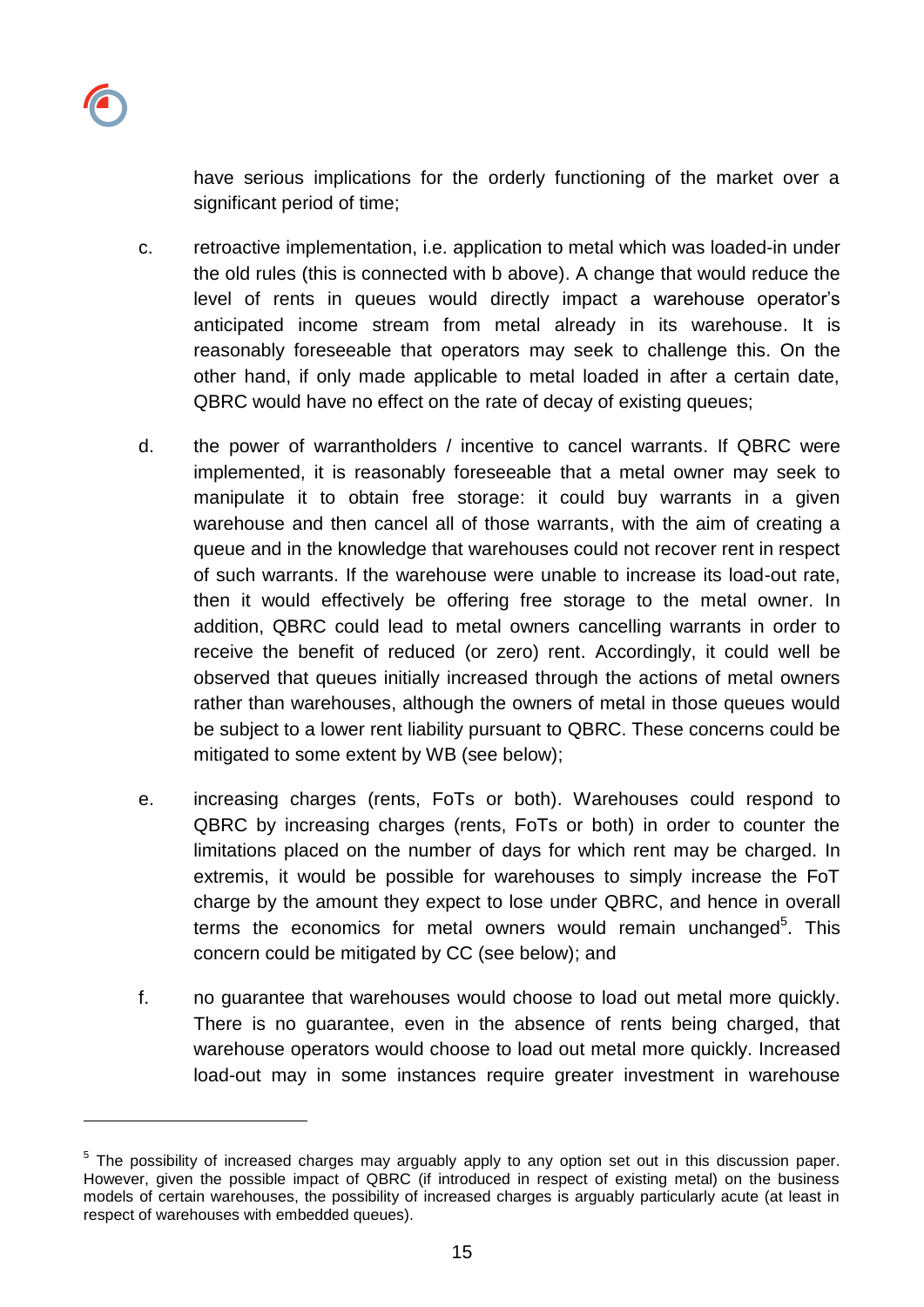have serious implications for the orderly functioning of the market over a significant period of time;

c. retroactive implementation, i.e. application to metal which was loaded-in under the old rules (this is connected with b above). A change that would reduce the level of rents in queues would directly impact a warehouse operator's anticipated income stream from metal already in its warehouse. It is reasonably foreseeable that operators may seek to challenge this. On the other hand, if only made applicable to metal loaded in after a certain date, QBRC would have no effect on the rate of decay of existing queues;

d. the power of warrantholders / incentive to cancel warrants. If QBRC were implemented, it is reasonably foreseeable that a metal owner may seek to manipulate it to obtain free storage: it could buy warrants in a given warehouse and then cancel all of those warrants, with the aim of creating a queue and in the knowledge that warehouses could not recover rent in respect of such warrants. If the warehouse were unable to increase its load-out rate, then it would effectively be offering free storage to the metal owner. In addition, QBRC could lead to metal owners cancelling warrants in order to receive the benefit of reduced (or zero) rent. Accordingly, it could well be observed that queues initially increased through the actions of metal owners rather than warehouses, although the owners of metal in those queues would be subject to a lower rent liability pursuant to QBRC. These concerns could be mitigated to some extent by WB (see below);

e. increasing charges (rents, FoTs or both). Warehouses could respond to QBRC by increasing charges (rents, FoTs or both) in order to counter the limitations placed on the number of days for which rent may be charged. In extremis, it would be possible for warehouses to simply increase the FoT charge by the amount they expect to lose under QBRC, and hence in overall terms the economics for metal owners would remain unchanged[5]. This concern could be mitigated by CC (see below); and

f. no guarantee that warehouses would choose to load out metal more quickly. There is no guarantee, even in the absence of rents being charged, that warehouse operators would choose to load out metal more quickly. Increased load-out may in some instances require greater investment in warehouse

[5] The possibility of increased charges may arguably apply to any option set out in this discussion paper. However, given the possible impact of QBRC (if introduced in respect of existing metal) on the business models of certain warehouses, the possibility of increased charges is arguably particularly acute (at least in respect of warehouses with embedded queues).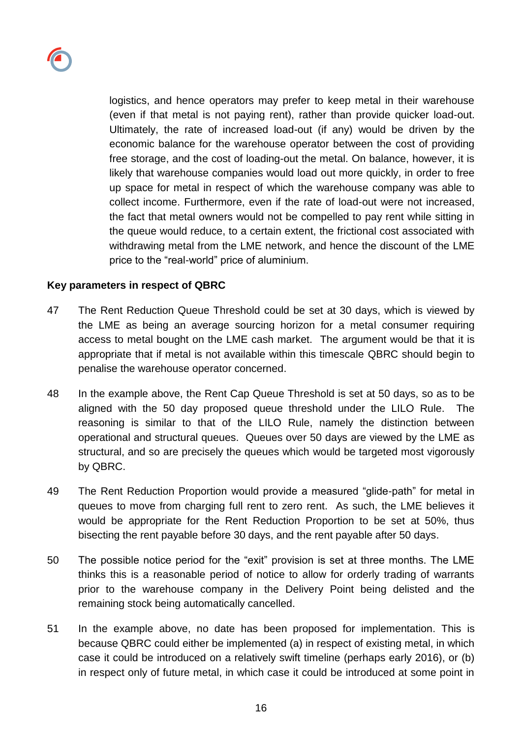logistics, and hence operators may prefer to keep metal in their warehouse (even if that metal is not paying rent), rather than provide quicker load-out. Ultimately, the rate of increased load-out (if any) would be driven by the economic balance for the warehouse operator between the cost of providing free storage, and the cost of loading-out the metal. On balance, however, it is likely that warehouse companies would load out more quickly, in order to free up space for metal in respect of which the warehouse company was able to collect income. Furthermore, even if the rate of load-out were not increased, the fact that metal owners would not be compelled to pay rent while sitting in the queue would reduce, to a certain extent, the frictional cost associated with withdrawing metal from the LME network, and hence the discount of the LME price to the "real-world" price of aluminium.

**Key parameters in respect of QBRC**

47 The Rent Reduction Queue Threshold could be set at 30 days, which is viewed by the LME as being an average sourcing horizon for a metal consumer requiring access to metal bought on the LME cash market. The argument would be that it is appropriate that if metal is not available within this timescale QBRC should begin to penalise the warehouse operator concerned.

48 In the example above, the Rent Cap Queue Threshold is set at 50 days, so as to be aligned with the 50 day proposed queue threshold under the LILO Rule. The reasoning is similar to that of the LILO Rule, namely the distinction between operational and structural queues. Queues over 50 days are viewed by the LME as structural, and so are precisely the queues which would be targeted most vigorously by QBRC.

49 The Rent Reduction Proportion would provide a measured "glide-path" for metal in queues to move from charging full rent to zero rent. As such, the LME believes it would be appropriate for the Rent Reduction Proportion to be set at 50%, thus bisecting the rent payable before 30 days, and the rent payable after 50 days.

50 The possible notice period for the "exit" provision is set at three months. The LME thinks this is a reasonable period of notice to allow for orderly trading of warrants prior to the warehouse company in the Delivery Point being delisted and the remaining stock being automatically cancelled.

51 In the example above, no date has been proposed for implementation. This is because QBRC could either be implemented (a) in respect of existing metal, in which case it could be introduced on a relatively swift timeline (perhaps early 2016), or (b) in respect only of future metal, in which case it could be introduced at some point in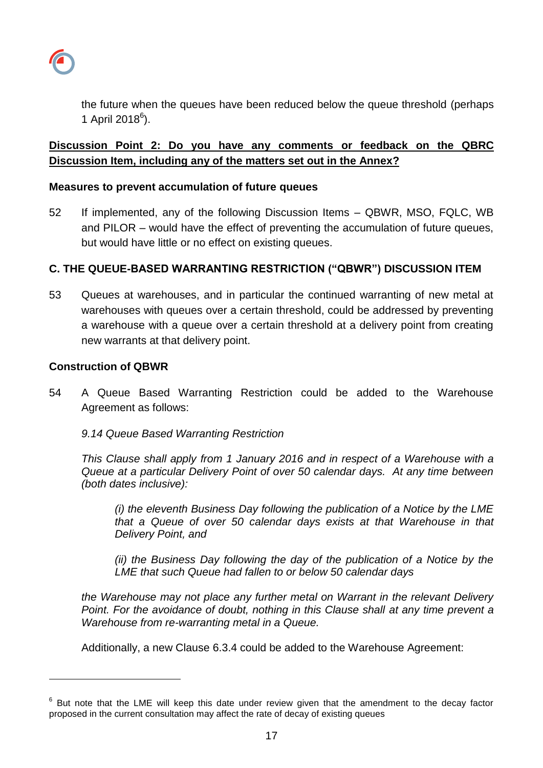the future when the queues have been reduced below the queue threshold (perhaps 1 April 2018[6]).

**<u>Discussion Point 2: Do you have any comments or feedback on the QBRC Discussion Item, including any of the matters set out in the Annex?</u>**

**Measures to prevent accumulation of future queues**

52 If implemented, any of the following Discussion Items – QBWR, MSO, FQLC, WB and PILOR – would have the effect of preventing the accumulation of future queues, but would have little or no effect on existing queues.

### C. THE QUEUE-BASED WARRANTING RESTRICTION ("QBWR") DISCUSSION ITEM

53 Queues at warehouses, and in particular the continued warranting of new metal at warehouses with queues over a certain threshold, could be addressed by preventing a warehouse with a queue over a certain threshold at a delivery point from creating new warrants at that delivery point.

**Construction of QBWR**

54 A Queue Based Warranting Restriction could be added to the Warehouse Agreement as follows:

*9.14 Queue Based Warranting Restriction*

*This Clause shall apply from 1 January 2016 and in respect of a Warehouse with a Queue at a particular Delivery Point of over 50 calendar days. At any time between (both dates inclusive):*

> *(i) the eleventh Business Day following the publication of a Notice by the LME that a Queue of over 50 calendar days exists at that Warehouse in that Delivery Point, and*
>
> *(ii) the Business Day following the day of the publication of a Notice by the LME that such Queue had fallen to or below 50 calendar days*

*the Warehouse may not place any further metal on Warrant in the relevant Delivery Point. For the avoidance of doubt, nothing in this Clause shall at any time prevent a Warehouse from re-warranting metal in a Queue.*

Additionally, a new Clause 6.3.4 could be added to the Warehouse Agreement:

---

[6] But note that the LME will keep this date under review given that the amendment to the decay factor proposed in the current consultation may affect the rate of decay of existing queues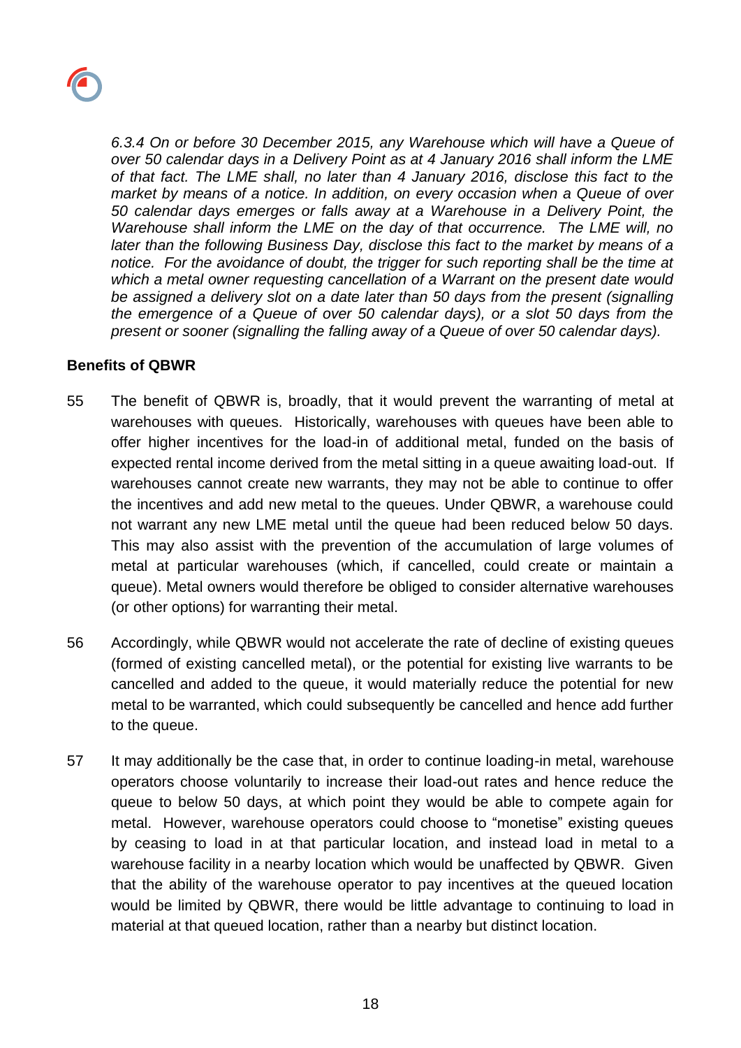*6.3.4 On or before 30 December 2015, any Warehouse which will have a Queue of over 50 calendar days in a Delivery Point as at 4 January 2016 shall inform the LME of that fact. The LME shall, no later than 4 January 2016, disclose this fact to the market by means of a notice. In addition, on every occasion when a Queue of over 50 calendar days emerges or falls away at a Warehouse in a Delivery Point, the Warehouse shall inform the LME on the day of that occurrence. The LME will, no later than the following Business Day, disclose this fact to the market by means of a notice. For the avoidance of doubt, the trigger for such reporting shall be the time at which a metal owner requesting cancellation of a Warrant on the present date would be assigned a delivery slot on a date later than 50 days from the present (signalling the emergence of a Queue of over 50 calendar days), or a slot 50 days from the present or sooner (signalling the falling away of a Queue of over 50 calendar days).*

**Benefits of QBWR**

55 The benefit of QBWR is, broadly, that it would prevent the warranting of metal at warehouses with queues. Historically, warehouses with queues have been able to offer higher incentives for the load-in of additional metal, funded on the basis of expected rental income derived from the metal sitting in a queue awaiting load-out. If warehouses cannot create new warrants, they may not be able to continue to offer the incentives and add new metal to the queues. Under QBWR, a warehouse could not warrant any new LME metal until the queue had been reduced below 50 days. This may also assist with the prevention of the accumulation of large volumes of metal at particular warehouses (which, if cancelled, could create or maintain a queue). Metal owners would therefore be obliged to consider alternative warehouses (or other options) for warranting their metal.

56 Accordingly, while QBWR would not accelerate the rate of decline of existing queues (formed of existing cancelled metal), or the potential for existing live warrants to be cancelled and added to the queue, it would materially reduce the potential for new metal to be warranted, which could subsequently be cancelled and hence add further to the queue.

57 It may additionally be the case that, in order to continue loading-in metal, warehouse operators choose voluntarily to increase their load-out rates and hence reduce the queue to below 50 days, at which point they would be able to compete again for metal. However, warehouse operators could choose to "monetise" existing queues by ceasing to load in at that particular location, and instead load in metal to a warehouse facility in a nearby location which would be unaffected by QBWR. Given that the ability of the warehouse operator to pay incentives at the queued location would be limited by QBWR, there would be little advantage to continuing to load in material at that queued location, rather than a nearby but distinct location.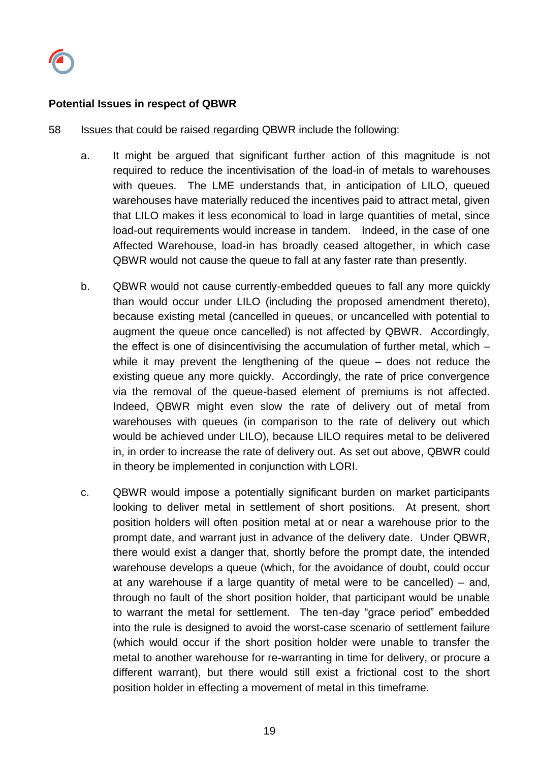**Potential Issues in respect of QBWR**

58 Issues that could be raised regarding QBWR include the following:

a. It might be argued that significant further action of this magnitude is not required to reduce the incentivisation of the load-in of metals to warehouses with queues. The LME understands that, in anticipation of LILO, queued warehouses have materially reduced the incentives paid to attract metal, given that LILO makes it less economical to load in large quantities of metal, since load-out requirements would increase in tandem. Indeed, in the case of one Affected Warehouse, load-in has broadly ceased altogether, in which case QBWR would not cause the queue to fall at any faster rate than presently.

b. QBWR would not cause currently-embedded queues to fall any more quickly than would occur under LILO (including the proposed amendment thereto), because existing metal (cancelled in queues, or uncancelled with potential to augment the queue once cancelled) is not affected by QBWR. Accordingly, the effect is one of disincentivising the accumulation of further metal, which – while it may prevent the lengthening of the queue – does not reduce the existing queue any more quickly. Accordingly, the rate of price convergence via the removal of the queue-based element of premiums is not affected. Indeed, QBWR might even slow the rate of delivery out of metal from warehouses with queues (in comparison to the rate of delivery out which would be achieved under LILO), because LILO requires metal to be delivered in, in order to increase the rate of delivery out. As set out above, QBWR could in theory be implemented in conjunction with LORI.

c. QBWR would impose a potentially significant burden on market participants looking to deliver metal in settlement of short positions. At present, short position holders will often position metal at or near a warehouse prior to the prompt date, and warrant just in advance of the delivery date. Under QBWR, there would exist a danger that, shortly before the prompt date, the intended warehouse develops a queue (which, for the avoidance of doubt, could occur at any warehouse if a large quantity of metal were to be cancelled) – and, through no fault of the short position holder, that participant would be unable to warrant the metal for settlement. The ten-day "grace period" embedded into the rule is designed to avoid the worst-case scenario of settlement failure (which would occur if the short position holder were unable to transfer the metal to another warehouse for re-warranting in time for delivery, or procure a different warrant), but there would still exist a frictional cost to the short position holder in effecting a movement of metal in this timeframe.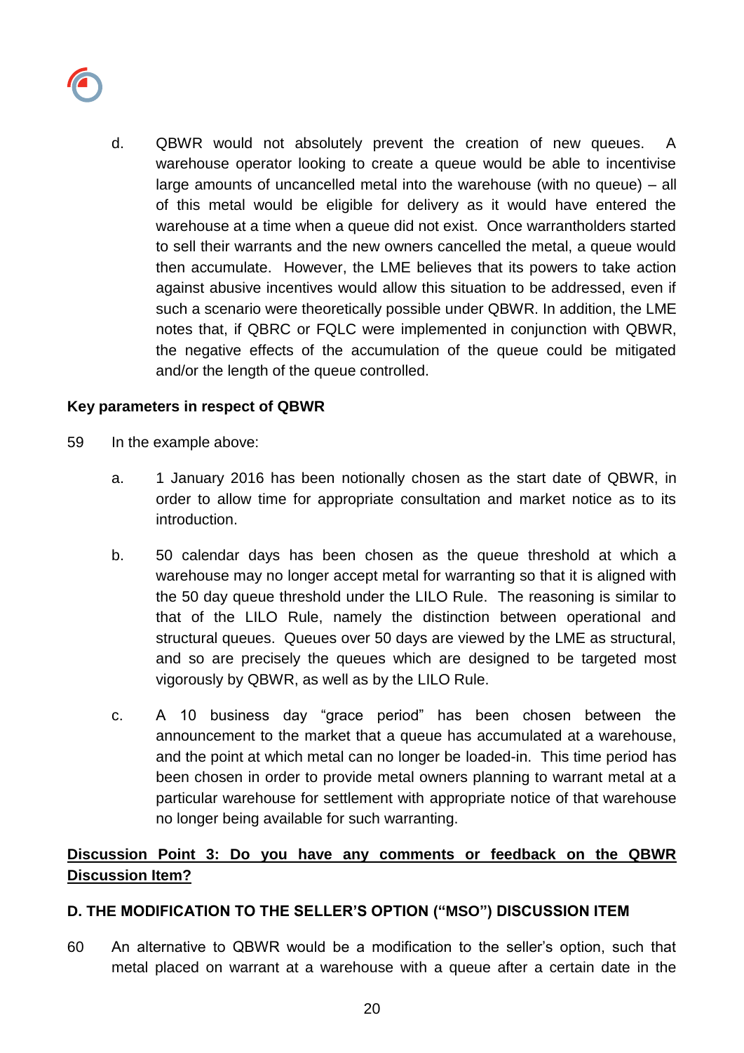d. QBWR would not absolutely prevent the creation of new queues. A warehouse operator looking to create a queue would be able to incentivise large amounts of uncancelled metal into the warehouse (with no queue) – all of this metal would be eligible for delivery as it would have entered the warehouse at a time when a queue did not exist. Once warrantholders started to sell their warrants and the new owners cancelled the metal, a queue would then accumulate. However, the LME believes that its powers to take action against abusive incentives would allow this situation to be addressed, even if such a scenario were theoretically possible under QBWR. In addition, the LME notes that, if QBRC or FQLC were implemented in conjunction with QBWR, the negative effects of the accumulation of the queue could be mitigated and/or the length of the queue controlled.

**Key parameters in respect of QBWR**

59 In the example above:

a. 1 January 2016 has been notionally chosen as the start date of QBWR, in order to allow time for appropriate consultation and market notice as to its introduction.

b. 50 calendar days has been chosen as the queue threshold at which a warehouse may no longer accept metal for warranting so that it is aligned with the 50 day queue threshold under the LILO Rule. The reasoning is similar to that of the LILO Rule, namely the distinction between operational and structural queues. Queues over 50 days are viewed by the LME as structural, and so are precisely the queues which are designed to be targeted most vigorously by QBWR, as well as by the LILO Rule.

c. A 10 business day "grace period" has been chosen between the announcement to the market that a queue has accumulated at a warehouse, and the point at which metal can no longer be loaded-in. This time period has been chosen in order to provide metal owners planning to warrant metal at a particular warehouse for settlement with appropriate notice of that warehouse no longer being available for such warranting.

<u>**Discussion Point 3: Do you have any comments or feedback on the QBWR Discussion Item?**</u>

**D. THE MODIFICATION TO THE SELLER'S OPTION ("MSO") DISCUSSION ITEM**

60 An alternative to QBWR would be a modification to the seller's option, such that metal placed on warrant at a warehouse with a queue after a certain date in the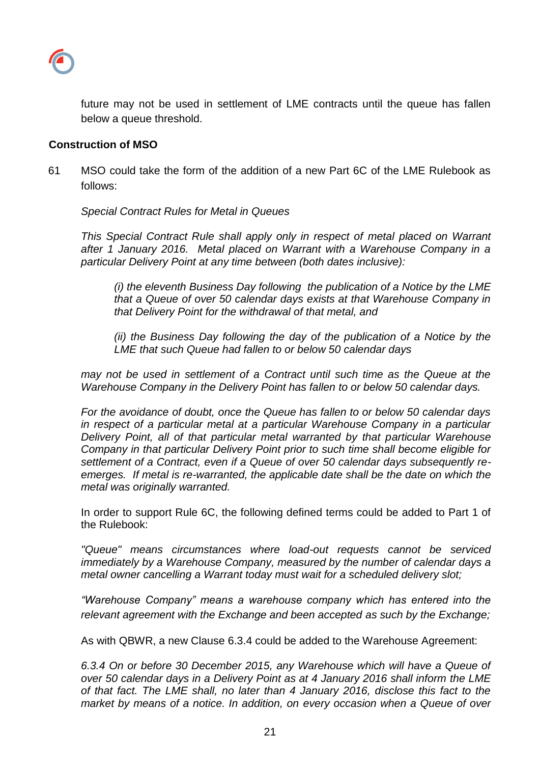future may not be used in settlement of LME contracts until the queue has fallen below a queue threshold.

**Construction of MSO**

61 MSO could take the form of the addition of a new Part 6C of the LME Rulebook as follows:

*Special Contract Rules for Metal in Queues*

*This Special Contract Rule shall apply only in respect of metal placed on Warrant after 1 January 2016. Metal placed on Warrant with a Warehouse Company in a particular Delivery Point at any time between (both dates inclusive):*

*(i) the eleventh Business Day following the publication of a Notice by the LME that a Queue of over 50 calendar days exists at that Warehouse Company in that Delivery Point for the withdrawal of that metal, and*

*(ii) the Business Day following the day of the publication of a Notice by the LME that such Queue had fallen to or below 50 calendar days*

*may not be used in settlement of a Contract until such time as the Queue at the Warehouse Company in the Delivery Point has fallen to or below 50 calendar days.*

*For the avoidance of doubt, once the Queue has fallen to or below 50 calendar days in respect of a particular metal at a particular Warehouse Company in a particular Delivery Point, all of that particular metal warranted by that particular Warehouse Company in that particular Delivery Point prior to such time shall become eligible for settlement of a Contract, even if a Queue of over 50 calendar days subsequently re-emerges. If metal is re-warranted, the applicable date shall be the date on which the metal was originally warranted.*

In order to support Rule 6C, the following defined terms could be added to Part 1 of the Rulebook:

*"Queue" means circumstances where load-out requests cannot be serviced immediately by a Warehouse Company, measured by the number of calendar days a metal owner cancelling a Warrant today must wait for a scheduled delivery slot;*

*"Warehouse Company" means a warehouse company which has entered into the relevant agreement with the Exchange and been accepted as such by the Exchange;*

As with QBWR, a new Clause 6.3.4 could be added to the Warehouse Agreement:

*6.3.4 On or before 30 December 2015, any Warehouse which will have a Queue of over 50 calendar days in a Delivery Point as at 4 January 2016 shall inform the LME of that fact. The LME shall, no later than 4 January 2016, disclose this fact to the market by means of a notice. In addition, on every occasion when a Queue of over*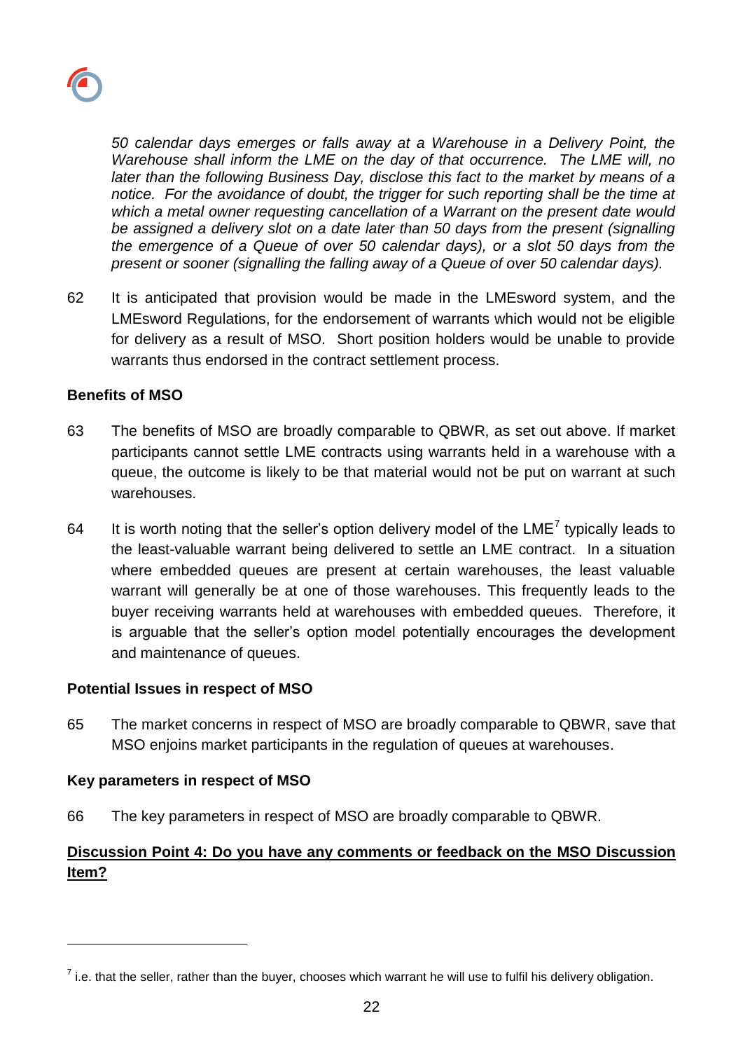*50 calendar days emerges or falls away at a Warehouse in a Delivery Point, the Warehouse shall inform the LME on the day of that occurrence. The LME will, no later than the following Business Day, disclose this fact to the market by means of a notice. For the avoidance of doubt, the trigger for such reporting shall be the time at which a metal owner requesting cancellation of a Warrant on the present date would be assigned a delivery slot on a date later than 50 days from the present (signalling the emergence of a Queue of over 50 calendar days), or a slot 50 days from the present or sooner (signalling the falling away of a Queue of over 50 calendar days).*

62 It is anticipated that provision would be made in the LMEsword system, and the LMEsword Regulations, for the endorsement of warrants which would not be eligible for delivery as a result of MSO. Short position holders would be unable to provide warrants thus endorsed in the contract settlement process.

**Benefits of MSO**

63 The benefits of MSO are broadly comparable to QBWR, as set out above. If market participants cannot settle LME contracts using warrants held in a warehouse with a queue, the outcome is likely to be that material would not be put on warrant at such warehouses.

64 It is worth noting that the seller's option delivery model of the LME[7] typically leads to the least-valuable warrant being delivered to settle an LME contract. In a situation where embedded queues are present at certain warehouses, the least valuable warrant will generally be at one of those warehouses. This frequently leads to the buyer receiving warrants held at warehouses with embedded queues. Therefore, it is arguable that the seller's option model potentially encourages the development and maintenance of queues.

**Potential Issues in respect of MSO**

65 The market concerns in respect of MSO are broadly comparable to QBWR, save that MSO enjoins market participants in the regulation of queues at warehouses.

**Key parameters in respect of MSO**

66 The key parameters in respect of MSO are broadly comparable to QBWR.

**Discussion Point 4: Do you have any comments or feedback on the MSO Discussion Item?**

[7] i.e. that the seller, rather than the buyer, chooses which warrant he will use to fulfil his delivery obligation.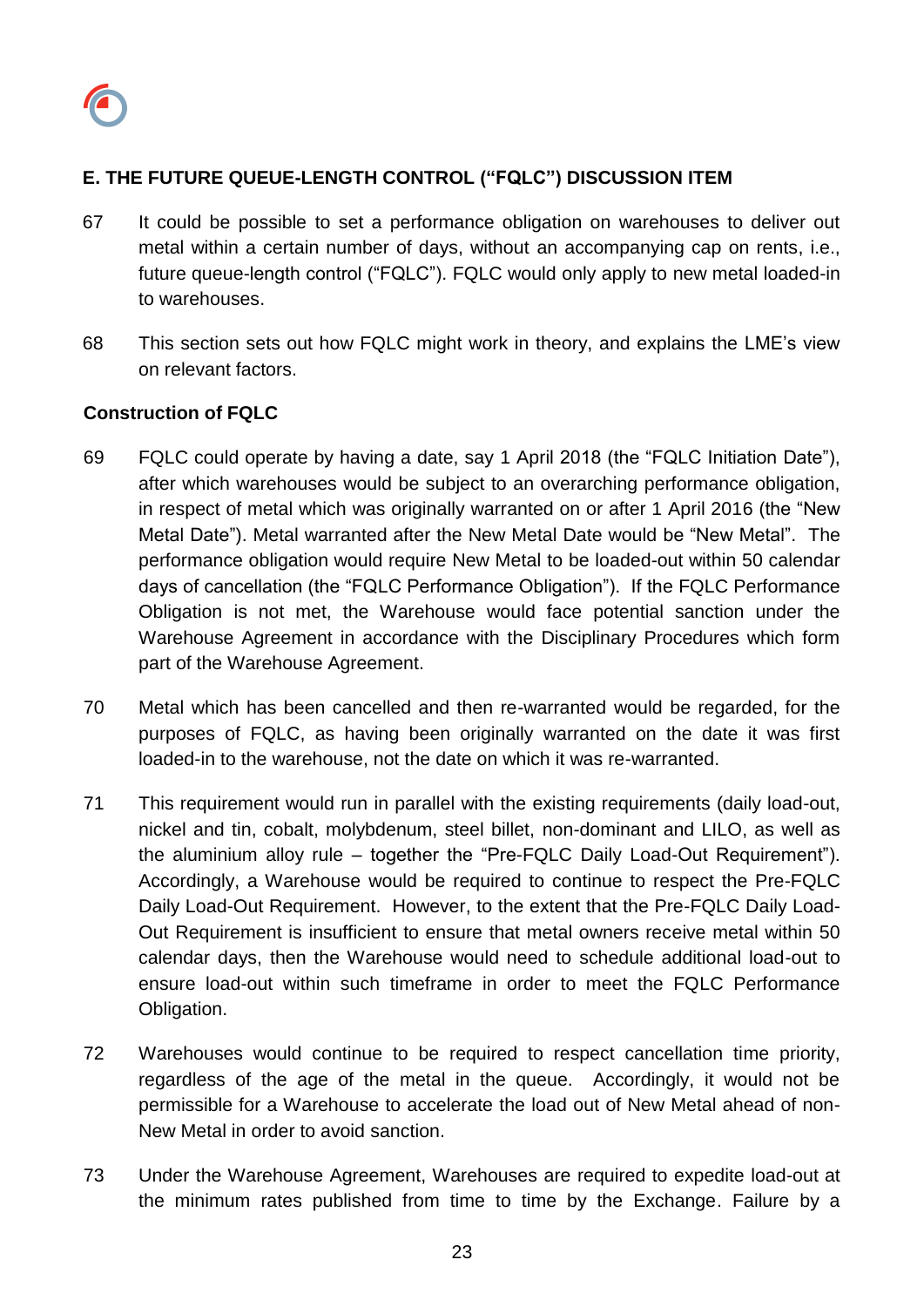## E. THE FUTURE QUEUE-LENGTH CONTROL ("FQLC") DISCUSSION ITEM

67 It could be possible to set a performance obligation on warehouses to deliver out metal within a certain number of days, without an accompanying cap on rents, i.e., future queue-length control ("FQLC"). FQLC would only apply to new metal loaded-in to warehouses.

68 This section sets out how FQLC might work in theory, and explains the LME's view on relevant factors.

### Construction of FQLC

69 FQLC could operate by having a date, say 1 April 2018 (the "FQLC Initiation Date"), after which warehouses would be subject to an overarching performance obligation, in respect of metal which was originally warranted on or after 1 April 2016 (the "New Metal Date"). Metal warranted after the New Metal Date would be "New Metal". The performance obligation would require New Metal to be loaded-out within 50 calendar days of cancellation (the "FQLC Performance Obligation"). If the FQLC Performance Obligation is not met, the Warehouse would face potential sanction under the Warehouse Agreement in accordance with the Disciplinary Procedures which form part of the Warehouse Agreement.

70 Metal which has been cancelled and then re-warranted would be regarded, for the purposes of FQLC, as having been originally warranted on the date it was first loaded-in to the warehouse, not the date on which it was re-warranted.

71 This requirement would run in parallel with the existing requirements (daily load-out, nickel and tin, cobalt, molybdenum, steel billet, non-dominant and LILO, as well as the aluminium alloy rule – together the "Pre-FQLC Daily Load-Out Requirement"). Accordingly, a Warehouse would be required to continue to respect the Pre-FQLC Daily Load-Out Requirement. However, to the extent that the Pre-FQLC Daily Load-Out Requirement is insufficient to ensure that metal owners receive metal within 50 calendar days, then the Warehouse would need to schedule additional load-out to ensure load-out within such timeframe in order to meet the FQLC Performance Obligation.

72 Warehouses would continue to be required to respect cancellation time priority, regardless of the age of the metal in the queue. Accordingly, it would not be permissible for a Warehouse to accelerate the load out of New Metal ahead of non-New Metal in order to avoid sanction.

73 Under the Warehouse Agreement, Warehouses are required to expedite load-out at the minimum rates published from time to time by the Exchange. Failure by a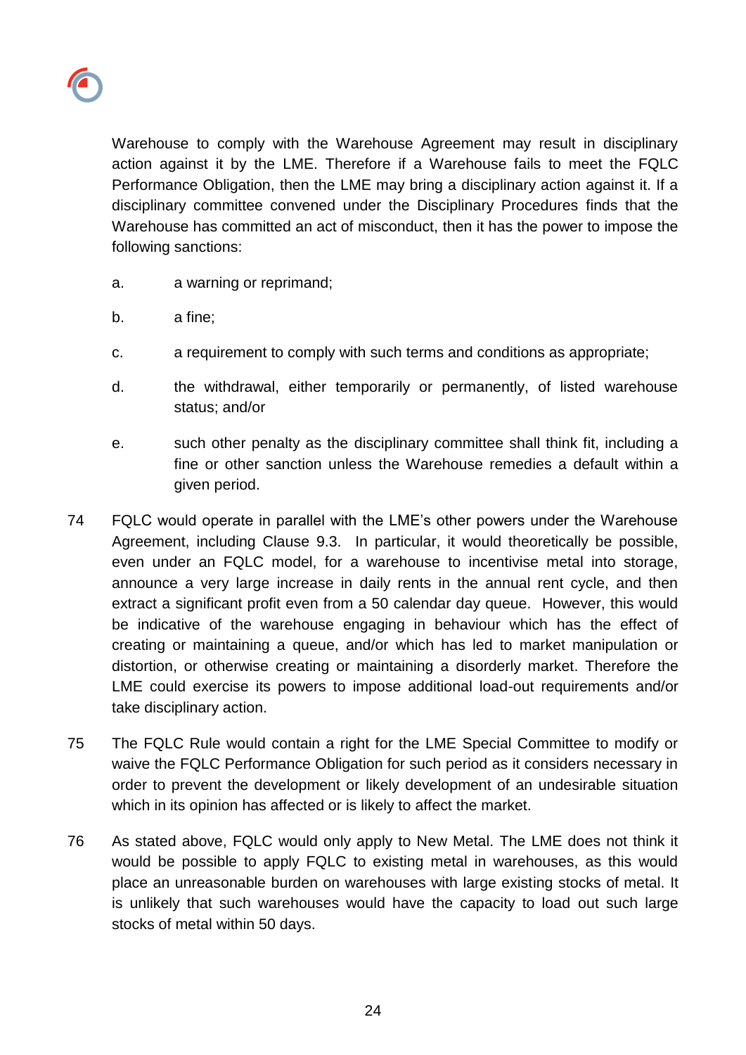Warehouse to comply with the Warehouse Agreement may result in disciplinary action against it by the LME. Therefore if a Warehouse fails to meet the FQLC Performance Obligation, then the LME may bring a disciplinary action against it. If a disciplinary committee convened under the Disciplinary Procedures finds that the Warehouse has committed an act of misconduct, then it has the power to impose the following sanctions:

a. a warning or reprimand;

b. a fine;

c. a requirement to comply with such terms and conditions as appropriate;

d. the withdrawal, either temporarily or permanently, of listed warehouse status; and/or

e. such other penalty as the disciplinary committee shall think fit, including a fine or other sanction unless the Warehouse remedies a default within a given period.

74 FQLC would operate in parallel with the LME's other powers under the Warehouse Agreement, including Clause 9.3. In particular, it would theoretically be possible, even under an FQLC model, for a warehouse to incentivise metal into storage, announce a very large increase in daily rents in the annual rent cycle, and then extract a significant profit even from a 50 calendar day queue. However, this would be indicative of the warehouse engaging in behaviour which has the effect of creating or maintaining a queue, and/or which has led to market manipulation or distortion, or otherwise creating or maintaining a disorderly market. Therefore the LME could exercise its powers to impose additional load-out requirements and/or take disciplinary action.

75 The FQLC Rule would contain a right for the LME Special Committee to modify or waive the FQLC Performance Obligation for such period as it considers necessary in order to prevent the development or likely development of an undesirable situation which in its opinion has affected or is likely to affect the market.

76 As stated above, FQLC would only apply to New Metal. The LME does not think it would be possible to apply FQLC to existing metal in warehouses, as this would place an unreasonable burden on warehouses with large existing stocks of metal. It is unlikely that such warehouses would have the capacity to load out such large stocks of metal within 50 days.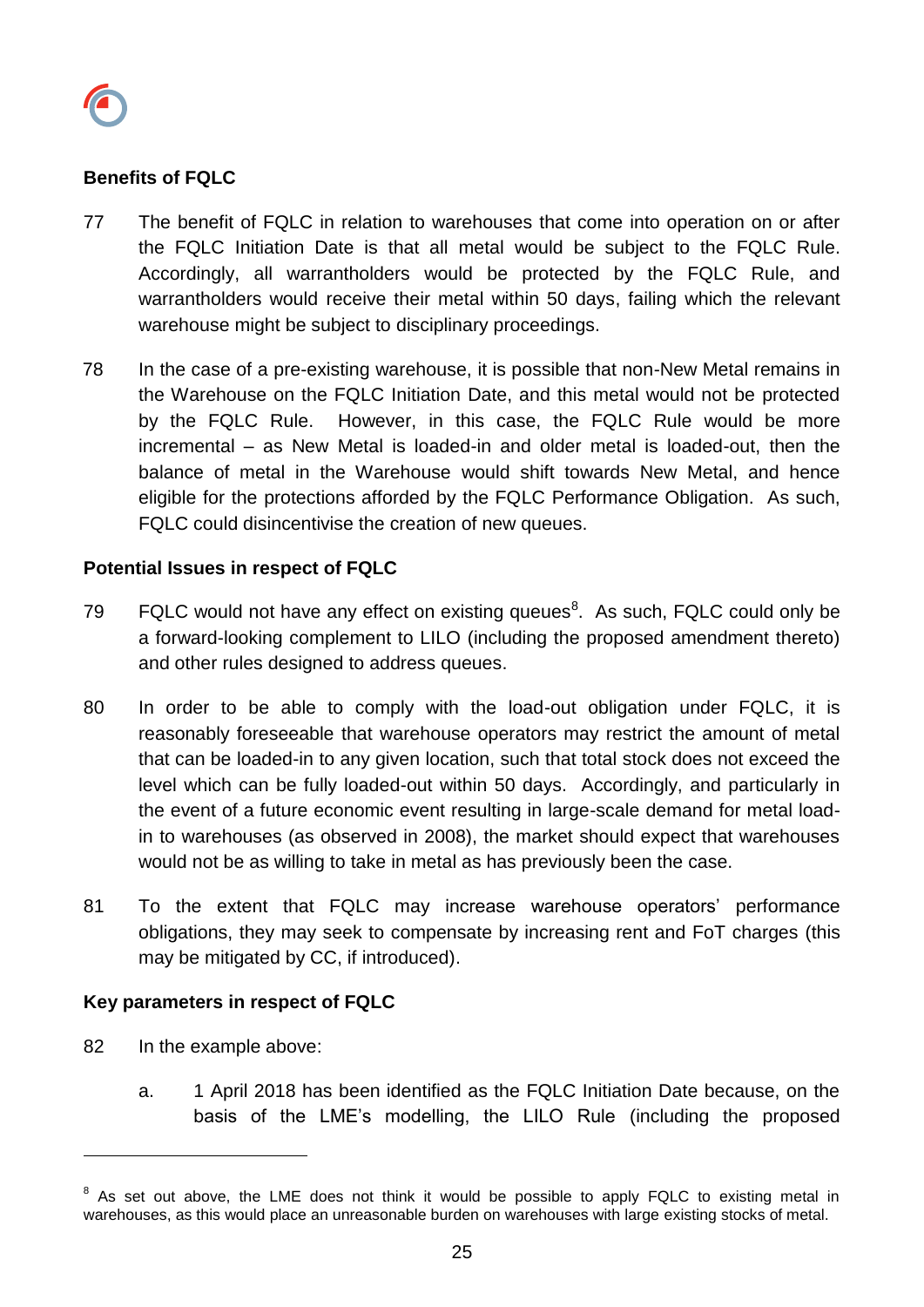**Benefits of FQLC**

77 The benefit of FQLC in relation to warehouses that come into operation on or after the FQLC Initiation Date is that all metal would be subject to the FQLC Rule. Accordingly, all warrantholders would be protected by the FQLC Rule, and warrantholders would receive their metal within 50 days, failing which the relevant warehouse might be subject to disciplinary proceedings.

78 In the case of a pre-existing warehouse, it is possible that non-New Metal remains in the Warehouse on the FQLC Initiation Date, and this metal would not be protected by the FQLC Rule. However, in this case, the FQLC Rule would be more incremental – as New Metal is loaded-in and older metal is loaded-out, then the balance of metal in the Warehouse would shift towards New Metal, and hence eligible for the protections afforded by the FQLC Performance Obligation. As such, FQLC could disincentivise the creation of new queues.

**Potential Issues in respect of FQLC**

79 FQLC would not have any effect on existing queues[8]. As such, FQLC could only be a forward-looking complement to LILO (including the proposed amendment thereto) and other rules designed to address queues.

80 In order to be able to comply with the load-out obligation under FQLC, it is reasonably foreseeable that warehouse operators may restrict the amount of metal that can be loaded-in to any given location, such that total stock does not exceed the level which can be fully loaded-out within 50 days. Accordingly, and particularly in the event of a future economic event resulting in large-scale demand for metal load-in to warehouses (as observed in 2008), the market should expect that warehouses would not be as willing to take in metal as has previously been the case.

81 To the extent that FQLC may increase warehouse operators' performance obligations, they may seek to compensate by increasing rent and FoT charges (this may be mitigated by CC, if introduced).

**Key parameters in respect of FQLC**

82 In the example above:

a. 1 April 2018 has been identified as the FQLC Initiation Date because, on the basis of the LME's modelling, the LILO Rule (including the proposed

[8] As set out above, the LME does not think it would be possible to apply FQLC to existing metal in warehouses, as this would place an unreasonable burden on warehouses with large existing stocks of metal.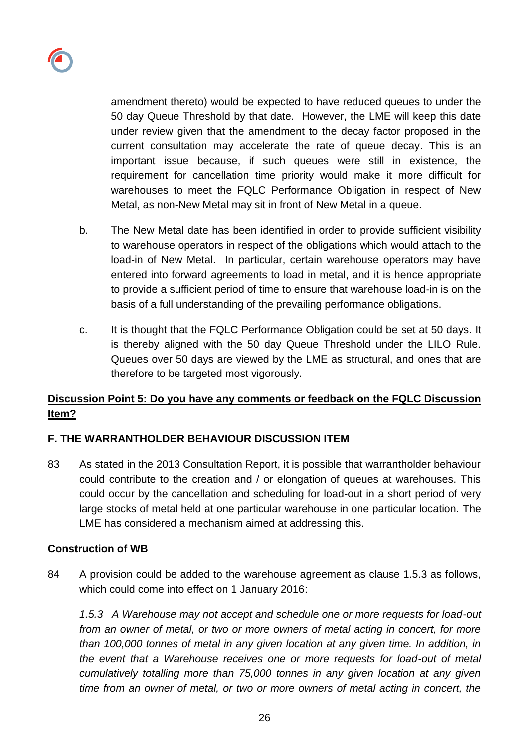amendment thereto) would be expected to have reduced queues to under the 50 day Queue Threshold by that date. However, the LME will keep this date under review given that the amendment to the decay factor proposed in the current consultation may accelerate the rate of queue decay. This is an important issue because, if such queues were still in existence, the requirement for cancellation time priority would make it more difficult for warehouses to meet the FQLC Performance Obligation in respect of New Metal, as non-New Metal may sit in front of New Metal in a queue.

b. The New Metal date has been identified in order to provide sufficient visibility to warehouse operators in respect of the obligations which would attach to the load-in of New Metal. In particular, certain warehouse operators may have entered into forward agreements to load in metal, and it is hence appropriate to provide a sufficient period of time to ensure that warehouse load-in is on the basis of a full understanding of the prevailing performance obligations.

c. It is thought that the FQLC Performance Obligation could be set at 50 days. It is thereby aligned with the 50 day Queue Threshold under the LILO Rule. Queues over 50 days are viewed by the LME as structural, and ones that are therefore to be targeted most vigorously.

**Discussion Point 5: Do you have any comments or feedback on the FQLC Discussion Item?**

## F. THE WARRANTHOLDER BEHAVIOUR DISCUSSION ITEM

83 As stated in the 2013 Consultation Report, it is possible that warrantholder behaviour could contribute to the creation and / or elongation of queues at warehouses. This could occur by the cancellation and scheduling for load-out in a short period of very large stocks of metal held at one particular warehouse in one particular location. The LME has considered a mechanism aimed at addressing this.

### Construction of WB

84 A provision could be added to the warehouse agreement as clause 1.5.3 as follows, which could come into effect on 1 January 2016:

*1.5.3 A Warehouse may not accept and schedule one or more requests for load-out from an owner of metal, or two or more owners of metal acting in concert, for more than 100,000 tonnes of metal in any given location at any given time. In addition, in the event that a Warehouse receives one or more requests for load-out of metal cumulatively totalling more than 75,000 tonnes in any given location at any given time from an owner of metal, or two or more owners of metal acting in concert, the*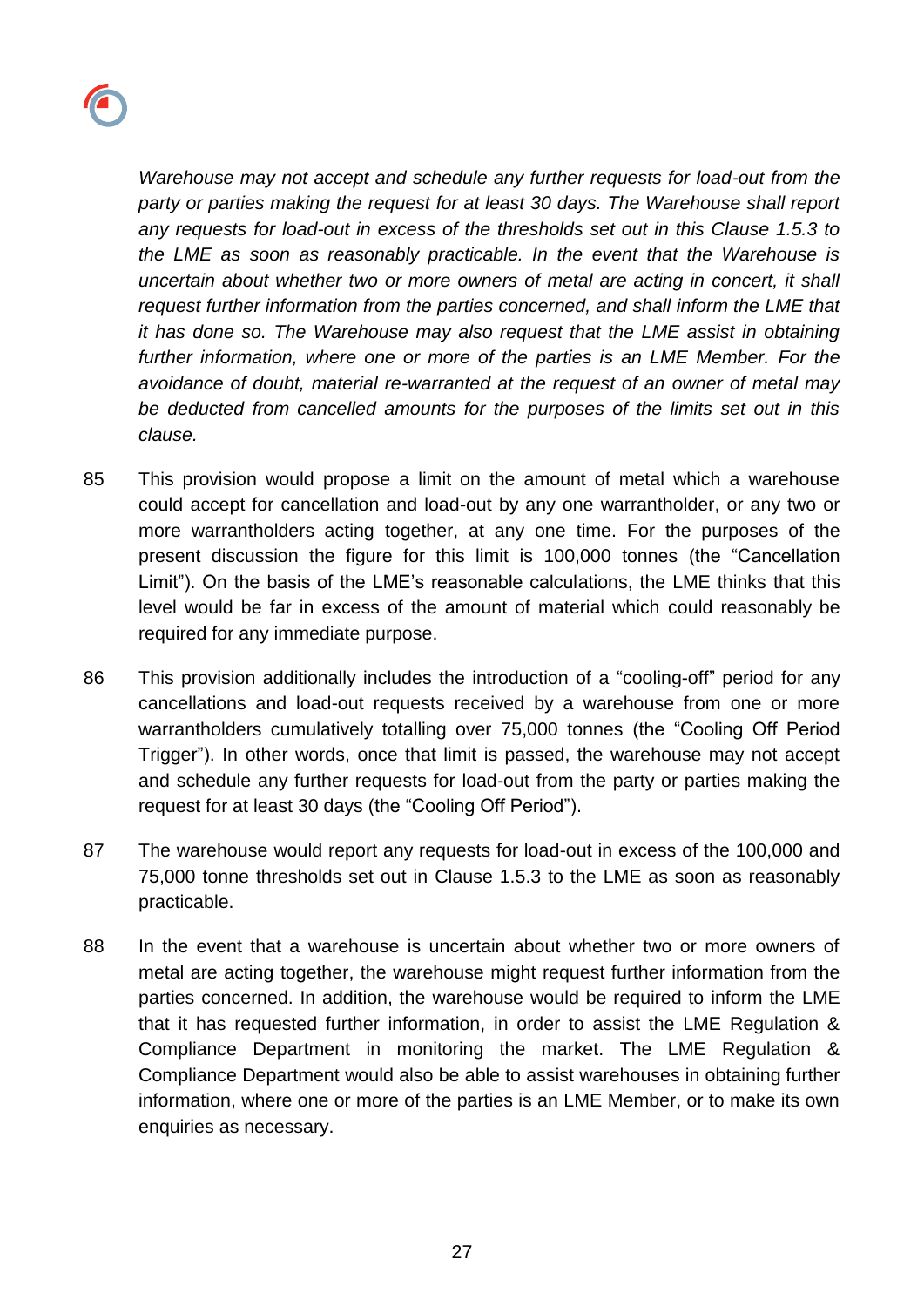*Warehouse may not accept and schedule any further requests for load-out from the party or parties making the request for at least 30 days. The Warehouse shall report any requests for load-out in excess of the thresholds set out in this Clause 1.5.3 to the LME as soon as reasonably practicable. In the event that the Warehouse is uncertain about whether two or more owners of metal are acting in concert, it shall request further information from the parties concerned, and shall inform the LME that it has done so. The Warehouse may also request that the LME assist in obtaining further information, where one or more of the parties is an LME Member. For the avoidance of doubt, material re-warranted at the request of an owner of metal may be deducted from cancelled amounts for the purposes of the limits set out in this clause.*

85 This provision would propose a limit on the amount of metal which a warehouse could accept for cancellation and load-out by any one warrantholder, or any two or more warrantholders acting together, at any one time. For the purposes of the present discussion the figure for this limit is 100,000 tonnes (the "Cancellation Limit"). On the basis of the LME's reasonable calculations, the LME thinks that this level would be far in excess of the amount of material which could reasonably be required for any immediate purpose.

86 This provision additionally includes the introduction of a "cooling-off" period for any cancellations and load-out requests received by a warehouse from one or more warrantholders cumulatively totalling over 75,000 tonnes (the "Cooling Off Period Trigger"). In other words, once that limit is passed, the warehouse may not accept and schedule any further requests for load-out from the party or parties making the request for at least 30 days (the "Cooling Off Period").

87 The warehouse would report any requests for load-out in excess of the 100,000 and 75,000 tonne thresholds set out in Clause 1.5.3 to the LME as soon as reasonably practicable.

88 In the event that a warehouse is uncertain about whether two or more owners of metal are acting together, the warehouse might request further information from the parties concerned. In addition, the warehouse would be required to inform the LME that it has requested further information, in order to assist the LME Regulation & Compliance Department in monitoring the market. The LME Regulation & Compliance Department would also be able to assist warehouses in obtaining further information, where one or more of the parties is an LME Member, or to make its own enquiries as necessary.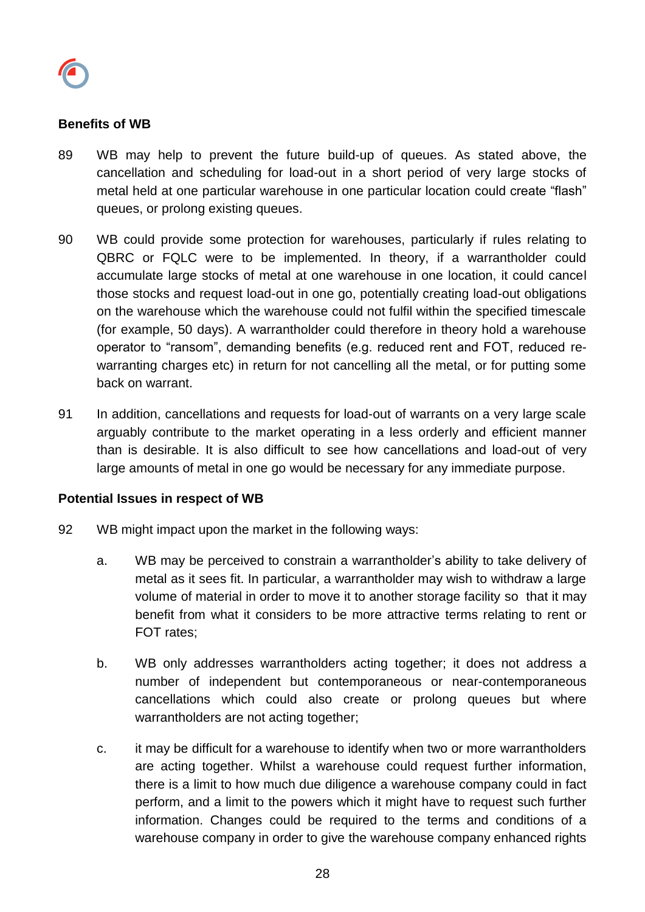**Benefits of WB**

89 WB may help to prevent the future build-up of queues. As stated above, the cancellation and scheduling for load-out in a short period of very large stocks of metal held at one particular warehouse in one particular location could create "flash" queues, or prolong existing queues.

90 WB could provide some protection for warehouses, particularly if rules relating to QBRC or FQLC were to be implemented. In theory, if a warrantholder could accumulate large stocks of metal at one warehouse in one location, it could cancel those stocks and request load-out in one go, potentially creating load-out obligations on the warehouse which the warehouse could not fulfil within the specified timescale (for example, 50 days). A warrantholder could therefore in theory hold a warehouse operator to "ransom", demanding benefits (e.g. reduced rent and FOT, reduced re-warranting charges etc) in return for not cancelling all the metal, or for putting some back on warrant.

91 In addition, cancellations and requests for load-out of warrants on a very large scale arguably contribute to the market operating in a less orderly and efficient manner than is desirable. It is also difficult to see how cancellations and load-out of very large amounts of metal in one go would be necessary for any immediate purpose.

**Potential Issues in respect of WB**

92 WB might impact upon the market in the following ways:

a. WB may be perceived to constrain a warrantholder's ability to take delivery of metal as it sees fit. In particular, a warrantholder may wish to withdraw a large volume of material in order to move it to another storage facility so that it may benefit from what it considers to be more attractive terms relating to rent or FOT rates;

b. WB only addresses warrantholders acting together; it does not address a number of independent but contemporaneous or near-contemporaneous cancellations which could also create or prolong queues but where warrantholders are not acting together;

c. it may be difficult for a warehouse to identify when two or more warrantholders are acting together. Whilst a warehouse could request further information, there is a limit to how much due diligence a warehouse company could in fact perform, and a limit to the powers which it might have to request such further information. Changes could be required to the terms and conditions of a warehouse company in order to give the warehouse company enhanced rights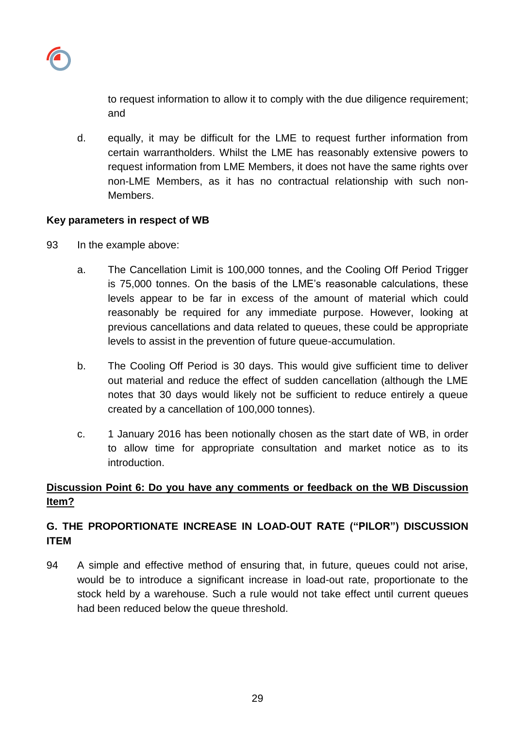to request information to allow it to comply with the due diligence requirement; and

d. equally, it may be difficult for the LME to request further information from certain warrantholders. Whilst the LME has reasonably extensive powers to request information from LME Members, it does not have the same rights over non-LME Members, as it has no contractual relationship with such non-Members.

**Key parameters in respect of WB**

93 In the example above:

a. The Cancellation Limit is 100,000 tonnes, and the Cooling Off Period Trigger is 75,000 tonnes. On the basis of the LME's reasonable calculations, these levels appear to be far in excess of the amount of material which could reasonably be required for any immediate purpose. However, looking at previous cancellations and data related to queues, these could be appropriate levels to assist in the prevention of future queue-accumulation.

b. The Cooling Off Period is 30 days. This would give sufficient time to deliver out material and reduce the effect of sudden cancellation (although the LME notes that 30 days would likely not be sufficient to reduce entirely a queue created by a cancellation of 100,000 tonnes).

c. 1 January 2016 has been notionally chosen as the start date of WB, in order to allow time for appropriate consultation and market notice as to its introduction.

**<u>Discussion Point 6: Do you have any comments or feedback on the WB Discussion Item?</u>**

## G. THE PROPORTIONATE INCREASE IN LOAD-OUT RATE ("PILOR") DISCUSSION ITEM

94 A simple and effective method of ensuring that, in future, queues could not arise, would be to introduce a significant increase in load-out rate, proportionate to the stock held by a warehouse. Such a rule would not take effect until current queues had been reduced below the queue threshold.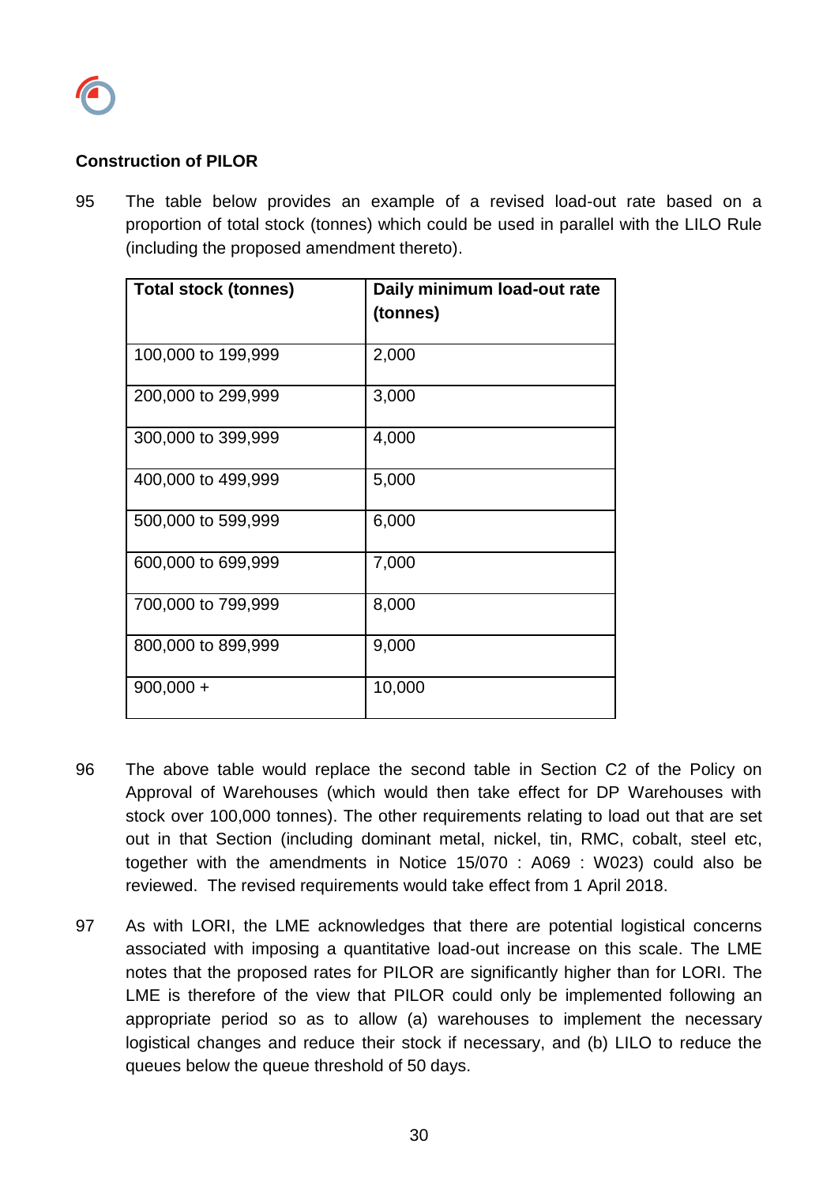**Construction of PILOR**

95 The table below provides an example of a revised load-out rate based on a proportion of total stock (tonnes) which could be used in parallel with the LILO Rule (including the proposed amendment thereto).

| Total stock (tonnes) | Daily minimum load-out rate (tonnes) |
|---|---|
| 100,000 to 199,999 | 2,000 |
| 200,000 to 299,999 | 3,000 |
| 300,000 to 399,999 | 4,000 |
| 400,000 to 499,999 | 5,000 |
| 500,000 to 599,999 | 6,000 |
| 600,000 to 699,999 | 7,000 |
| 700,000 to 799,999 | 8,000 |
| 800,000 to 899,999 | 9,000 |
| 900,000 + | 10,000 |

96 The above table would replace the second table in Section C2 of the Policy on Approval of Warehouses (which would then take effect for DP Warehouses with stock over 100,000 tonnes). The other requirements relating to load out that are set out in that Section (including dominant metal, nickel, tin, RMC, cobalt, steel etc, together with the amendments in Notice 15/070 : A069 : W023) could also be reviewed. The revised requirements would take effect from 1 April 2018.

97 As with LORI, the LME acknowledges that there are potential logistical concerns associated with imposing a quantitative load-out increase on this scale. The LME notes that the proposed rates for PILOR are significantly higher than for LORI. The LME is therefore of the view that PILOR could only be implemented following an appropriate period so as to allow (a) warehouses to implement the necessary logistical changes and reduce their stock if necessary, and (b) LILO to reduce the queues below the queue threshold of 50 days.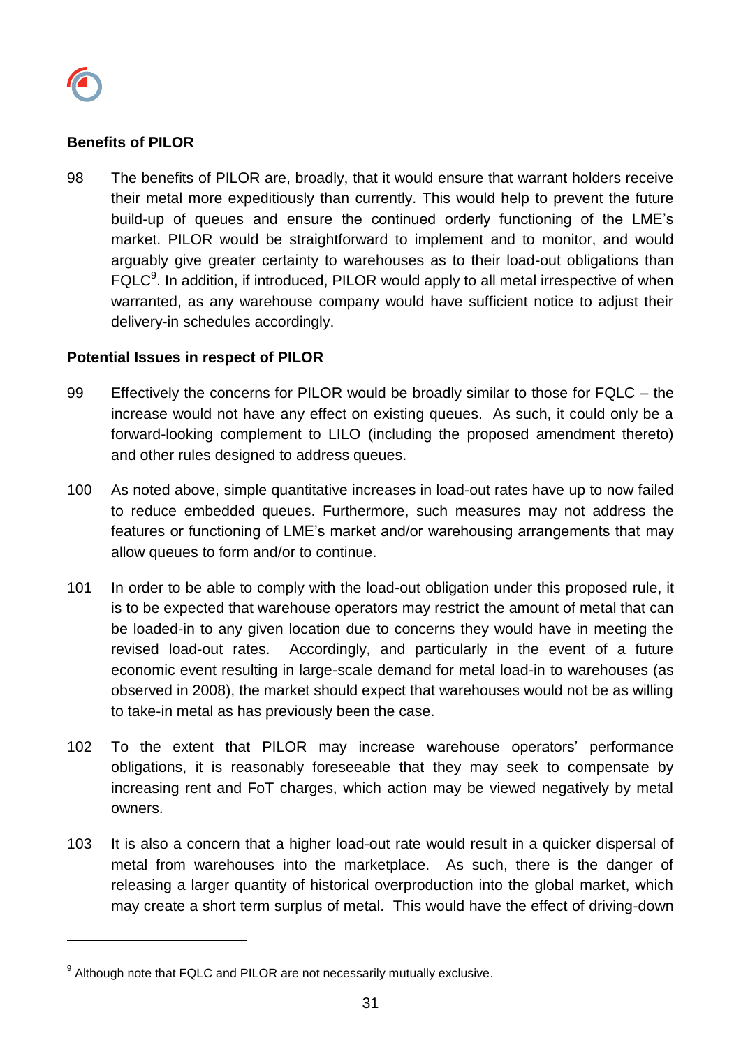**Benefits of PILOR**

98 The benefits of PILOR are, broadly, that it would ensure that warrant holders receive their metal more expeditiously than currently. This would help to prevent the future build-up of queues and ensure the continued orderly functioning of the LME's market. PILOR would be straightforward to implement and to monitor, and would arguably give greater certainty to warehouses as to their load-out obligations than FQLC[9]. In addition, if introduced, PILOR would apply to all metal irrespective of when warranted, as any warehouse company would have sufficient notice to adjust their delivery-in schedules accordingly.

**Potential Issues in respect of PILOR**

99 Effectively the concerns for PILOR would be broadly similar to those for FQLC – the increase would not have any effect on existing queues. As such, it could only be a forward-looking complement to LILO (including the proposed amendment thereto) and other rules designed to address queues.

100 As noted above, simple quantitative increases in load-out rates have up to now failed to reduce embedded queues. Furthermore, such measures may not address the features or functioning of LME's market and/or warehousing arrangements that may allow queues to form and/or to continue.

101 In order to be able to comply with the load-out obligation under this proposed rule, it is to be expected that warehouse operators may restrict the amount of metal that can be loaded-in to any given location due to concerns they would have in meeting the revised load-out rates. Accordingly, and particularly in the event of a future economic event resulting in large-scale demand for metal load-in to warehouses (as observed in 2008), the market should expect that warehouses would not be as willing to take-in metal as has previously been the case.

102 To the extent that PILOR may increase warehouse operators' performance obligations, it is reasonably foreseeable that they may seek to compensate by increasing rent and FoT charges, which action may be viewed negatively by metal owners.

103 It is also a concern that a higher load-out rate would result in a quicker dispersal of metal from warehouses into the marketplace. As such, there is the danger of releasing a larger quantity of historical overproduction into the global market, which may create a short term surplus of metal. This would have the effect of driving-down

[9] Although note that FQLC and PILOR are not necessarily mutually exclusive.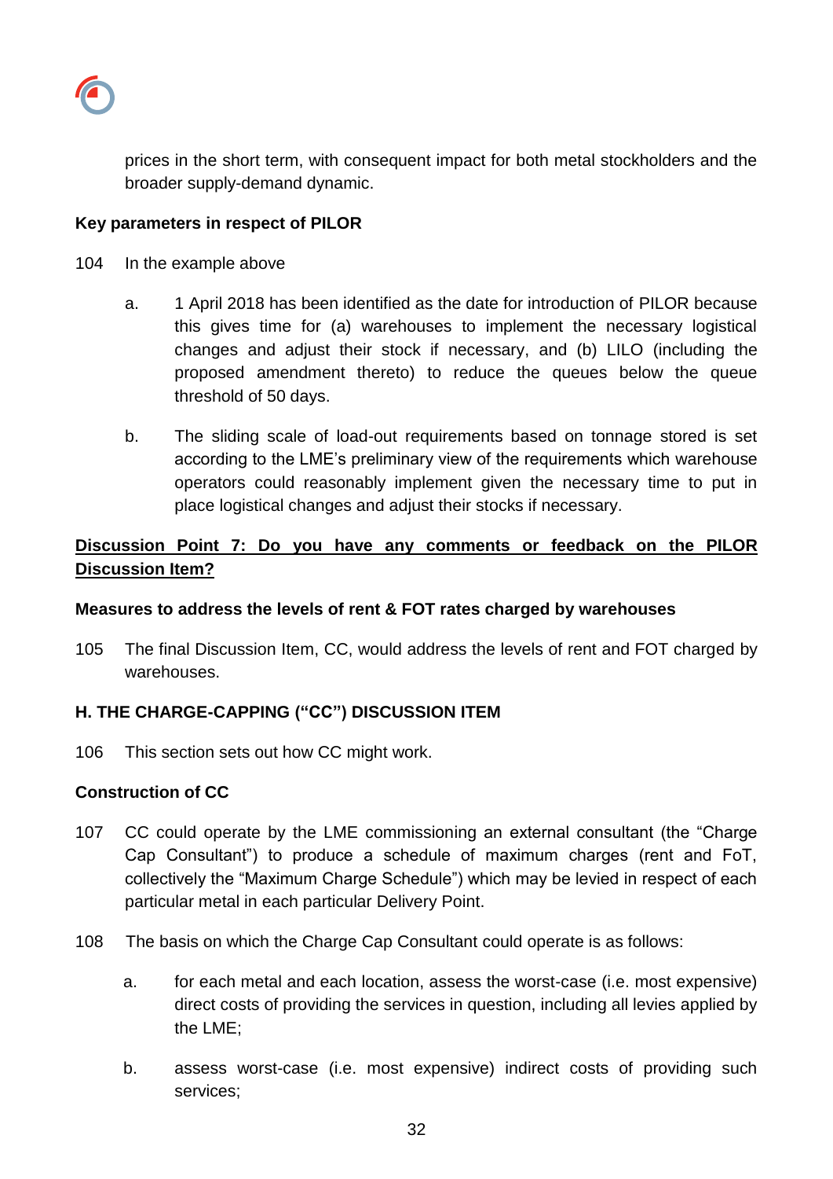prices in the short term, with consequent impact for both metal stockholders and the broader supply-demand dynamic.

**Key parameters in respect of PILOR**

104 In the example above

a. 1 April 2018 has been identified as the date for introduction of PILOR because this gives time for (a) warehouses to implement the necessary logistical changes and adjust their stock if necessary, and (b) LILO (including the proposed amendment thereto) to reduce the queues below the queue threshold of 50 days.

b. The sliding scale of load-out requirements based on tonnage stored is set according to the LME's preliminary view of the requirements which warehouse operators could reasonably implement given the necessary time to put in place logistical changes and adjust their stocks if necessary.

**<u>Discussion Point 7: Do you have any comments or feedback on the PILOR Discussion Item?</u>**

**Measures to address the levels of rent & FOT rates charged by warehouses**

105 The final Discussion Item, CC, would address the levels of rent and FOT charged by warehouses.

## H. THE CHARGE-CAPPING ("CC") DISCUSSION ITEM

106 This section sets out how CC might work.

**Construction of CC**

107 CC could operate by the LME commissioning an external consultant (the "Charge Cap Consultant") to produce a schedule of maximum charges (rent and FoT, collectively the "Maximum Charge Schedule") which may be levied in respect of each particular metal in each particular Delivery Point.

108 The basis on which the Charge Cap Consultant could operate is as follows:

a. for each metal and each location, assess the worst-case (i.e. most expensive) direct costs of providing the services in question, including all levies applied by the LME;

b. assess worst-case (i.e. most expensive) indirect costs of providing such services;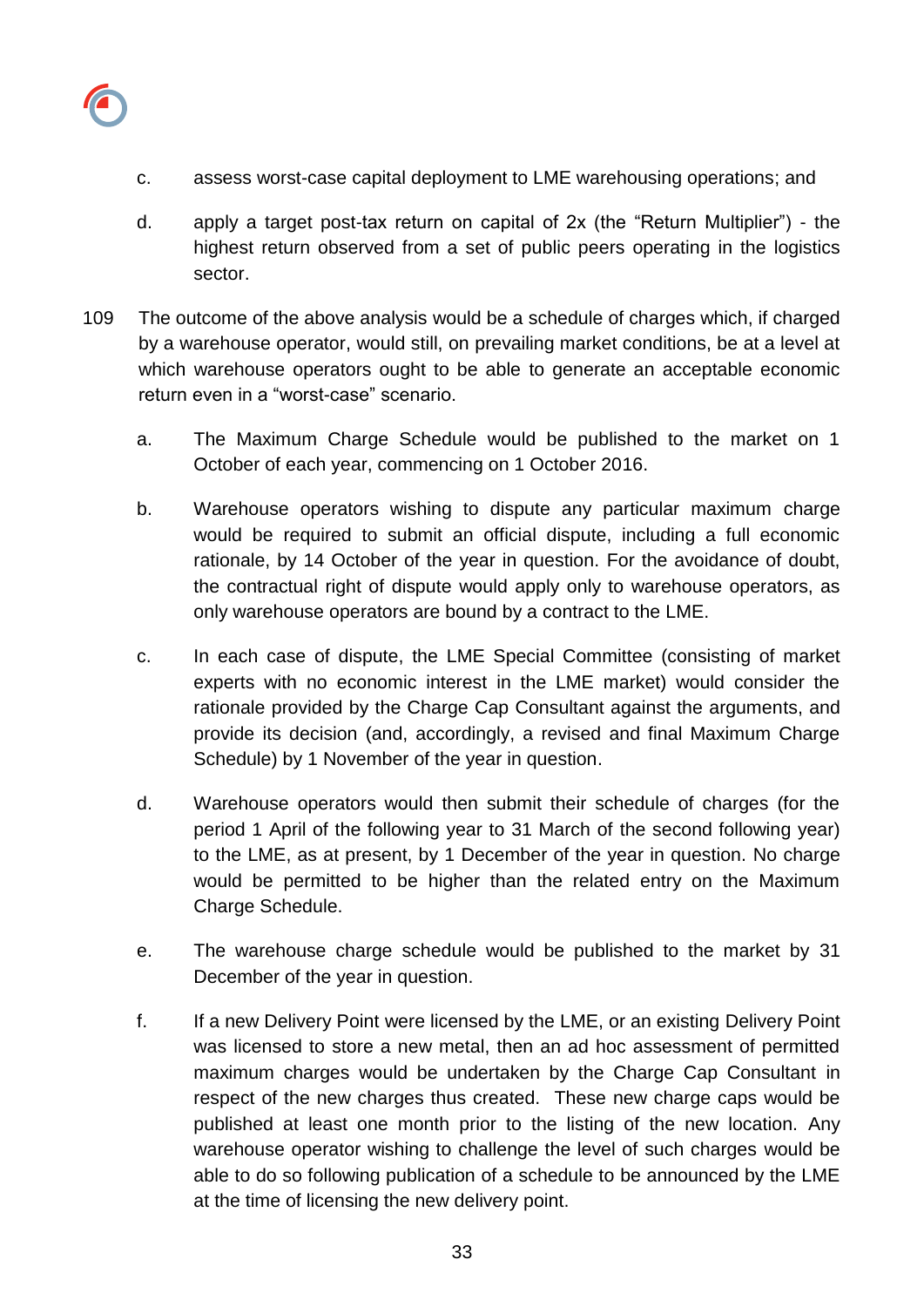c. assess worst-case capital deployment to LME warehousing operations; and

d. apply a target post-tax return on capital of 2x (the "Return Multiplier") - the highest return observed from a set of public peers operating in the logistics sector.

109 The outcome of the above analysis would be a schedule of charges which, if charged by a warehouse operator, would still, on prevailing market conditions, be at a level at which warehouse operators ought to be able to generate an acceptable economic return even in a "worst-case" scenario.

a. The Maximum Charge Schedule would be published to the market on 1 October of each year, commencing on 1 October 2016.

b. Warehouse operators wishing to dispute any particular maximum charge would be required to submit an official dispute, including a full economic rationale, by 14 October of the year in question. For the avoidance of doubt, the contractual right of dispute would apply only to warehouse operators, as only warehouse operators are bound by a contract to the LME.

c. In each case of dispute, the LME Special Committee (consisting of market experts with no economic interest in the LME market) would consider the rationale provided by the Charge Cap Consultant against the arguments, and provide its decision (and, accordingly, a revised and final Maximum Charge Schedule) by 1 November of the year in question.

d. Warehouse operators would then submit their schedule of charges (for the period 1 April of the following year to 31 March of the second following year) to the LME, as at present, by 1 December of the year in question. No charge would be permitted to be higher than the related entry on the Maximum Charge Schedule.

e. The warehouse charge schedule would be published to the market by 31 December of the year in question.

f. If a new Delivery Point were licensed by the LME, or an existing Delivery Point was licensed to store a new metal, then an ad hoc assessment of permitted maximum charges would be undertaken by the Charge Cap Consultant in respect of the new charges thus created. These new charge caps would be published at least one month prior to the listing of the new location. Any warehouse operator wishing to challenge the level of such charges would be able to do so following publication of a schedule to be announced by the LME at the time of licensing the new delivery point.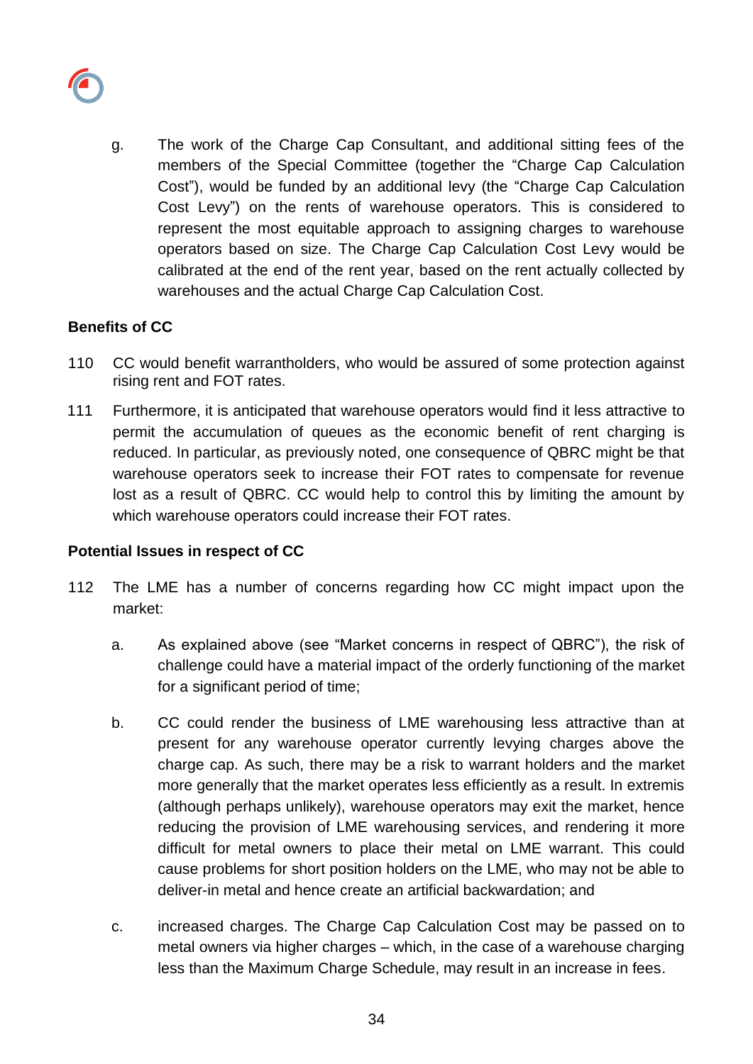g. The work of the Charge Cap Consultant, and additional sitting fees of the members of the Special Committee (together the “Charge Cap Calculation Cost”), would be funded by an additional levy (the “Charge Cap Calculation Cost Levy”) on the rents of warehouse operators. This is considered to represent the most equitable approach to assigning charges to warehouse operators based on size. The Charge Cap Calculation Cost Levy would be calibrated at the end of the rent year, based on the rent actually collected by warehouses and the actual Charge Cap Calculation Cost.

**Benefits of CC**

110 CC would benefit warrantholders, who would be assured of some protection against rising rent and FOT rates.

111 Furthermore, it is anticipated that warehouse operators would find it less attractive to permit the accumulation of queues as the economic benefit of rent charging is reduced. In particular, as previously noted, one consequence of QBRC might be that warehouse operators seek to increase their FOT rates to compensate for revenue lost as a result of QBRC. CC would help to control this by limiting the amount by which warehouse operators could increase their FOT rates.

**Potential Issues in respect of CC**

112 The LME has a number of concerns regarding how CC might impact upon the market:

a. As explained above (see “Market concerns in respect of QBRC”), the risk of challenge could have a material impact of the orderly functioning of the market for a significant period of time;

b. CC could render the business of LME warehousing less attractive than at present for any warehouse operator currently levying charges above the charge cap. As such, there may be a risk to warrant holders and the market more generally that the market operates less efficiently as a result. In extremis (although perhaps unlikely), warehouse operators may exit the market, hence reducing the provision of LME warehousing services, and rendering it more difficult for metal owners to place their metal on LME warrant. This could cause problems for short position holders on the LME, who may not be able to deliver-in metal and hence create an artificial backwardation; and

c. increased charges. The Charge Cap Calculation Cost may be passed on to metal owners via higher charges – which, in the case of a warehouse charging less than the Maximum Charge Schedule, may result in an increase in fees.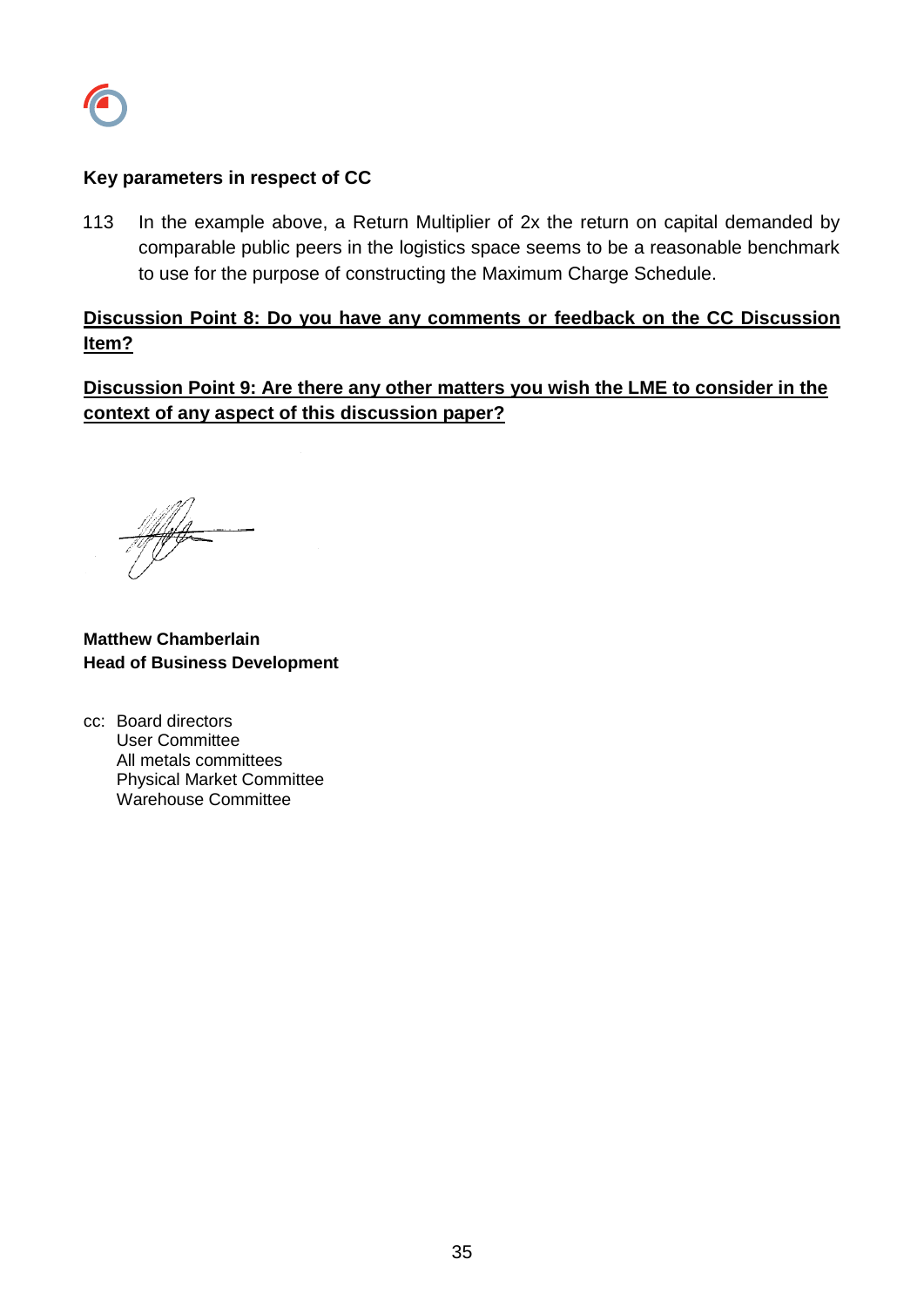**Key parameters in respect of CC**

113 In the example above, a Return Multiplier of 2x the return on capital demanded by comparable public peers in the logistics space seems to be a reasonable benchmark to use for the purpose of constructing the Maximum Charge Schedule.

**Discussion Point 8: Do you have any comments or feedback on the CC Discussion Item?**

**Discussion Point 9: Are there any other matters you wish the LME to consider in the context of any aspect of this discussion paper?**

**Matthew Chamberlain**
**Head of Business Development**

cc: Board directors
User Committee
All metals committees
Physical Market Committee
Warehouse Committee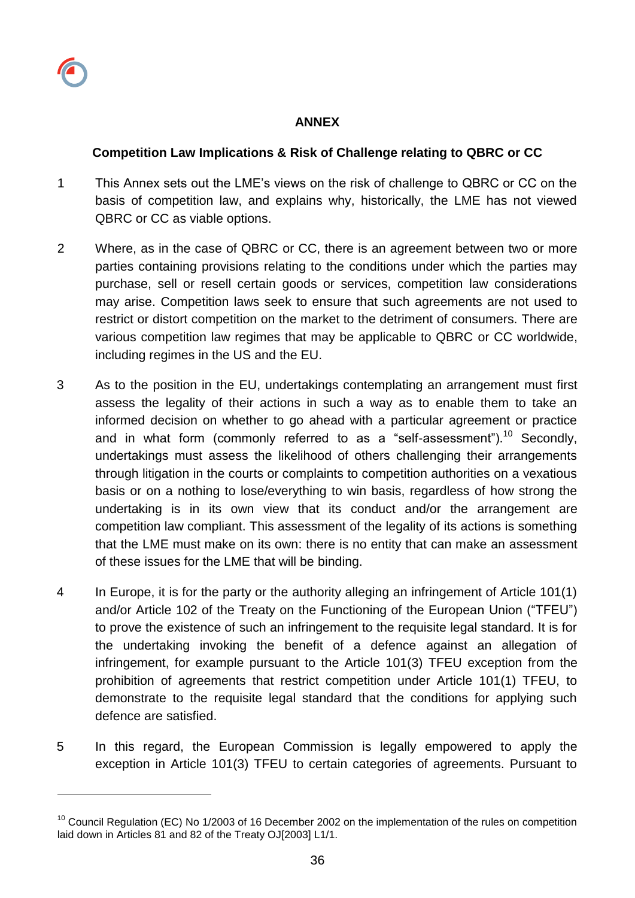**ANNEX**

**Competition Law Implications & Risk of Challenge relating to QBRC or CC**

1 This Annex sets out the LME's views on the risk of challenge to QBRC or CC on the basis of competition law, and explains why, historically, the LME has not viewed QBRC or CC as viable options.

2 Where, as in the case of QBRC or CC, there is an agreement between two or more parties containing provisions relating to the conditions under which the parties may purchase, sell or resell certain goods or services, competition law considerations may arise. Competition laws seek to ensure that such agreements are not used to restrict or distort competition on the market to the detriment of consumers. There are various competition law regimes that may be applicable to QBRC or CC worldwide, including regimes in the US and the EU.

3 As to the position in the EU, undertakings contemplating an arrangement must first assess the legality of their actions in such a way as to enable them to take an informed decision on whether to go ahead with a particular agreement or practice and in what form (commonly referred to as a "self-assessment").[10] Secondly, undertakings must assess the likelihood of others challenging their arrangements through litigation in the courts or complaints to competition authorities on a vexatious basis or on a nothing to lose/everything to win basis, regardless of how strong the undertaking is in its own view that its conduct and/or the arrangement are competition law compliant. This assessment of the legality of its actions is something that the LME must make on its own: there is no entity that can make an assessment of these issues for the LME that will be binding.

4 In Europe, it is for the party or the authority alleging an infringement of Article 101(1) and/or Article 102 of the Treaty on the Functioning of the European Union ("TFEU") to prove the existence of such an infringement to the requisite legal standard. It is for the undertaking invoking the benefit of a defence against an allegation of infringement, for example pursuant to the Article 101(3) TFEU exception from the prohibition of agreements that restrict competition under Article 101(1) TFEU, to demonstrate to the requisite legal standard that the conditions for applying such defence are satisfied.

5 In this regard, the European Commission is legally empowered to apply the exception in Article 101(3) TFEU to certain categories of agreements. Pursuant to

---

[10] Council Regulation (EC) No 1/2003 of 16 December 2002 on the implementation of the rules on competition laid down in Articles 81 and 82 of the Treaty OJ[2003] L1/1.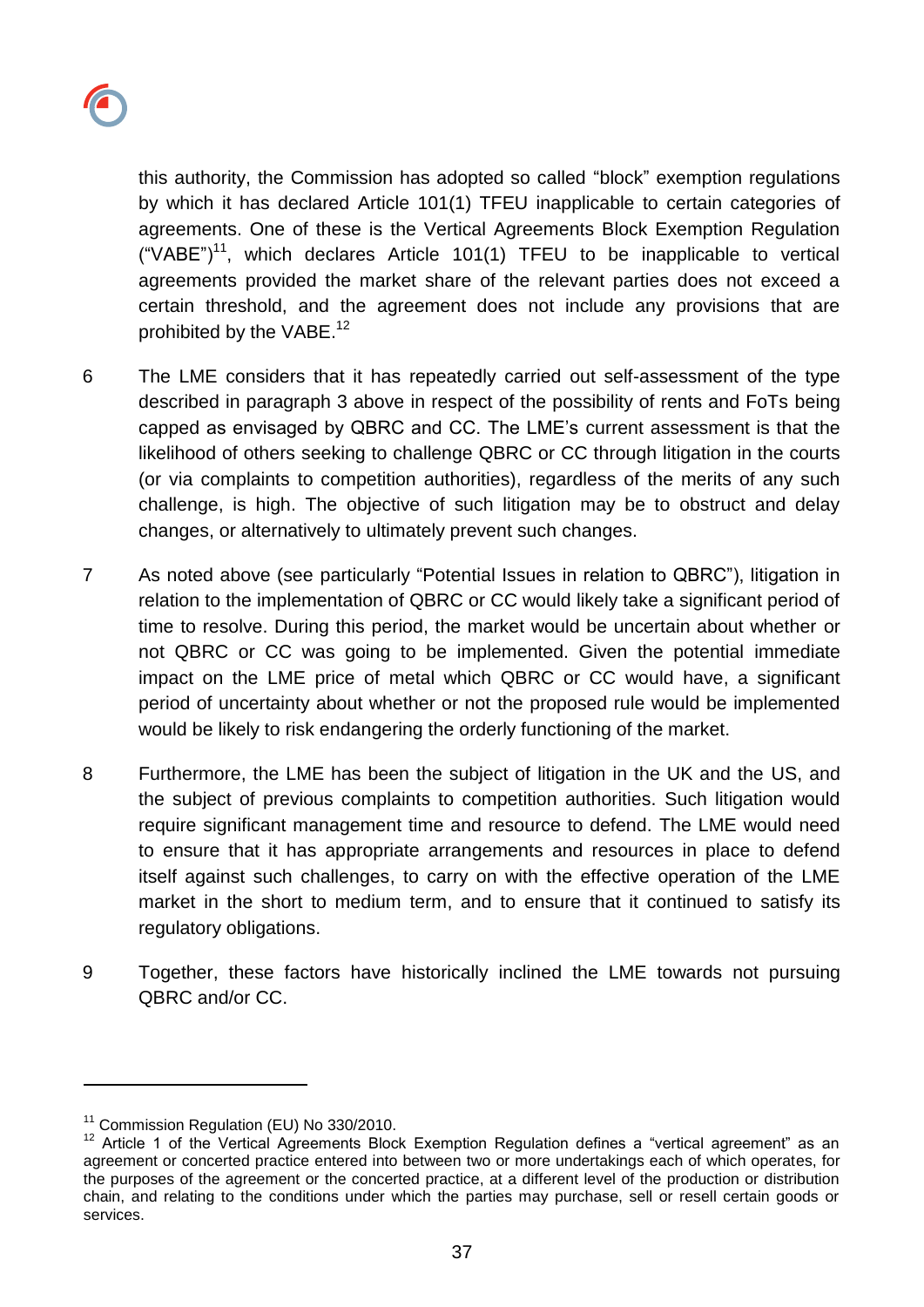this authority, the Commission has adopted so called "block" exemption regulations by which it has declared Article 101(1) TFEU inapplicable to certain categories of agreements. One of these is the Vertical Agreements Block Exemption Regulation ("VABE")[11], which declares Article 101(1) TFEU to be inapplicable to vertical agreements provided the market share of the relevant parties does not exceed a certain threshold, and the agreement does not include any provisions that are prohibited by the VABE.[12]

6 The LME considers that it has repeatedly carried out self-assessment of the type described in paragraph 3 above in respect of the possibility of rents and FoTs being capped as envisaged by QBRC and CC. The LME's current assessment is that the likelihood of others seeking to challenge QBRC or CC through litigation in the courts (or via complaints to competition authorities), regardless of the merits of any such challenge, is high. The objective of such litigation may be to obstruct and delay changes, or alternatively to ultimately prevent such changes.

7 As noted above (see particularly "Potential Issues in relation to QBRC"), litigation in relation to the implementation of QBRC or CC would likely take a significant period of time to resolve. During this period, the market would be uncertain about whether or not QBRC or CC was going to be implemented. Given the potential immediate impact on the LME price of metal which QBRC or CC would have, a significant period of uncertainty about whether or not the proposed rule would be implemented would be likely to risk endangering the orderly functioning of the market.

8 Furthermore, the LME has been the subject of litigation in the UK and the US, and the subject of previous complaints to competition authorities. Such litigation would require significant management time and resource to defend. The LME would need to ensure that it has appropriate arrangements and resources in place to defend itself against such challenges, to carry on with the effective operation of the LME market in the short to medium term, and to ensure that it continued to satisfy its regulatory obligations.

9 Together, these factors have historically inclined the LME towards not pursuing QBRC and/or CC.

---

[11] Commission Regulation (EU) No 330/2010.

[12] Article 1 of the Vertical Agreements Block Exemption Regulation defines a "vertical agreement" as an agreement or concerted practice entered into between two or more undertakings each of which operates, for the purposes of the agreement or the concerted practice, at a different level of the production or distribution chain, and relating to the conditions under which the parties may purchase, sell or resell certain goods or services.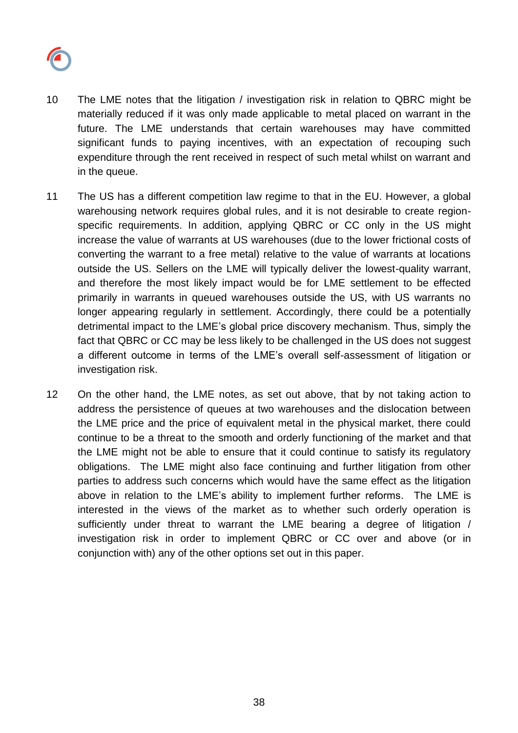10 The LME notes that the litigation / investigation risk in relation to QBRC might be materially reduced if it was only made applicable to metal placed on warrant in the future. The LME understands that certain warehouses may have committed significant funds to paying incentives, with an expectation of recouping such expenditure through the rent received in respect of such metal whilst on warrant and in the queue.

11 The US has a different competition law regime to that in the EU. However, a global warehousing network requires global rules, and it is not desirable to create region-specific requirements. In addition, applying QBRC or CC only in the US might increase the value of warrants at US warehouses (due to the lower frictional costs of converting the warrant to a free metal) relative to the value of warrants at locations outside the US. Sellers on the LME will typically deliver the lowest-quality warrant, and therefore the most likely impact would be for LME settlement to be effected primarily in warrants in queued warehouses outside the US, with US warrants no longer appearing regularly in settlement. Accordingly, there could be a potentially detrimental impact to the LME's global price discovery mechanism. Thus, simply the fact that QBRC or CC may be less likely to be challenged in the US does not suggest a different outcome in terms of the LME's overall self-assessment of litigation or investigation risk.

12 On the other hand, the LME notes, as set out above, that by not taking action to address the persistence of queues at two warehouses and the dislocation between the LME price and the price of equivalent metal in the physical market, there could continue to be a threat to the smooth and orderly functioning of the market and that the LME might not be able to ensure that it could continue to satisfy its regulatory obligations. The LME might also face continuing and further litigation from other parties to address such concerns which would have the same effect as the litigation above in relation to the LME's ability to implement further reforms. The LME is interested in the views of the market as to whether such orderly operation is sufficiently under threat to warrant the LME bearing a degree of litigation / investigation risk in order to implement QBRC or CC over and above (or in conjunction with) any of the other options set out in this paper.